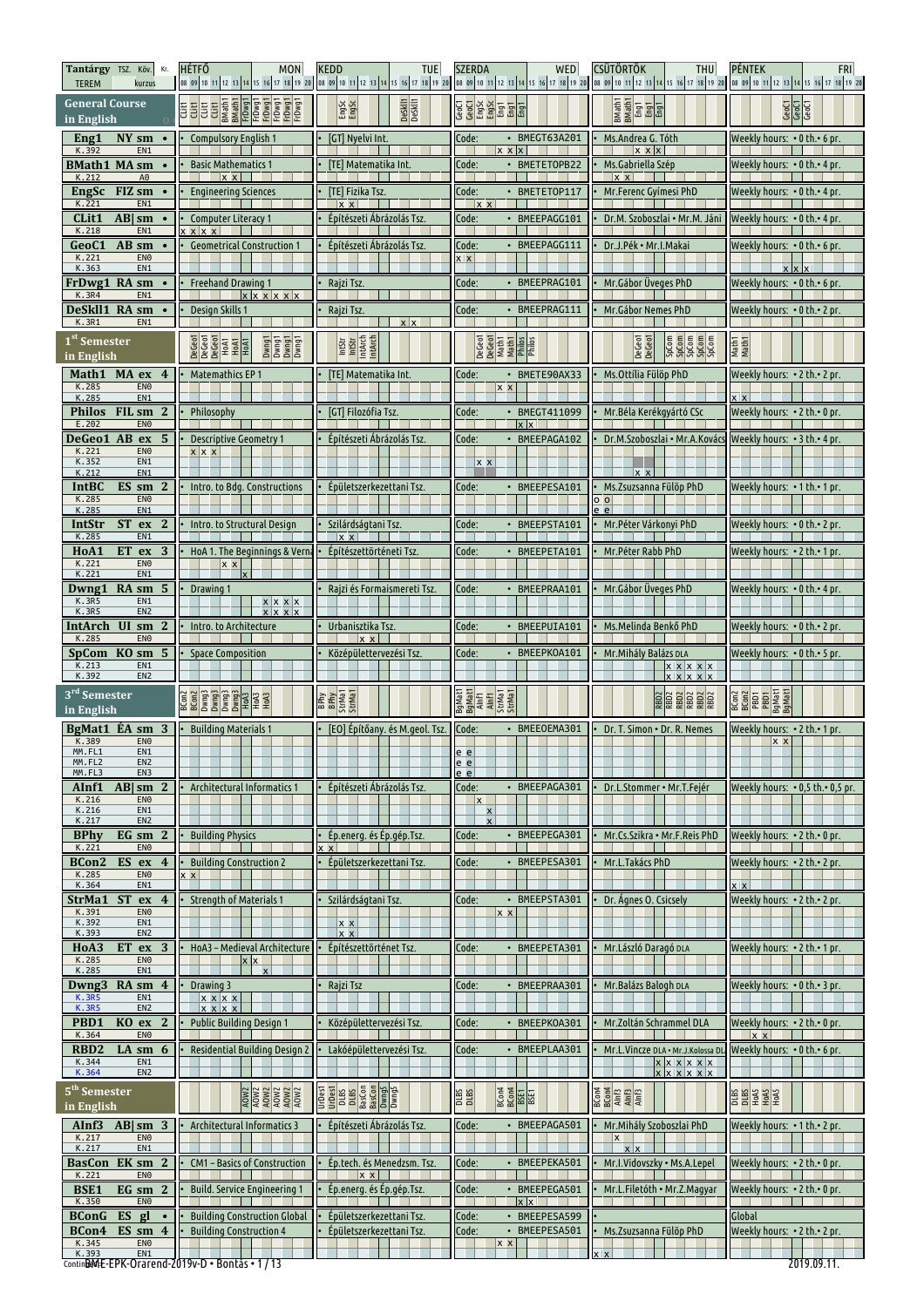| Tantárgy TSZ. Köv. Kr. / TEREM kurzus | HÉTFŐ MON | KEDD TUE | SZERDA WED | CSÜTÖRTÖK THU | PÉNTEK FRI |
|---|---|---|---|---|---|
| **General Course in English** | | | | | |
| **Eng1** NY sm • K.392 EN1 | Compulsory English 1 | [GT] Nyelvi Int. | Code: • BMEGT63A201 | Ms.Andrea G. Tóth | Weekly hours: • 0 th.• 6 pr. |
| **BMath1** MA sm • K.212 A0 | Basic Mathematics 1 | [TE] Matematika Int. | Code: • BMETETOPB22 | Ms.Gabriella Szép | Weekly hours: • 0 th.• 4 pr. |
| **EngSc** FIZ sm • K.221 EN1 | Engineering Sciences | [TE] Fizika Tsz. | Code: • BMETETOP117 | Mr.Ferenc Gyimesi PhD | Weekly hours: • 0 th.• 4 pr. |
| **CLit1** AB sm • K.218 EN1 | Computer Literacy 1 | Építészeti Ábrázolás Tsz. | Code: • BMEEPAGG101 | Dr.M. Szoboszlai • Mr.M. Jáni | Weekly hours: • 0 th.• 4 pr. |
| **GeoC1** AB sm • K.221 EN0, K.363 EN1 | Geometrical Construction 1 | Építészeti Ábrázolás Tsz. | Code: • BMEEPAGG111 | Dr.J.Pék • Mr.I.Makai | Weekly hours: • 0 th.• 6 pr. |
| **FrDwg1** RA sm • K.3R4 EN1 | Freehand Drawing 1 | Rajzi Tsz. | Code: • BMEEPRAG101 | Mr.Gábor Üveges PhD | Weekly hours: • 0 th.• 6 pr. |
| **DeSkll1** RA sm • K.3R1 EN1 | Design Skills 1 | Rajzi Tsz. | Code: • BMEEPRAG111 | Mr.Gábor Nemes PhD | Weekly hours: • 0 th.• 2 pr. |
| **1st Semester in English** | | | | | |
| **Math1** MA ex 4 K.285 EN0, K.285 EN1 | Matemathics EP 1 | [TE] Matematika Int. | Code: • BMETE90AX33 | Ms.Ottília Fülöp PhD | Weekly hours: • 2 th.• 2 pr. |
| **Philos** FIL sm 2 E.202 EN0 | Philosophy | [GT] Filozófia Tsz. | Code: • BMEGT411099 | Mr.Béla Kerékgyártó CSc | Weekly hours: • 2 th.• 0 pr. |
| **DeGeo1** AB ex 5 K.221 EN0, K.352 EN1, K.212 EN1 | Descriptive Geometry 1 | Építészeti Ábrázolás Tsz. | Code: • BMEEPAGA102 | Dr.M.Szoboszlai • Mr.A.Kovács | Weekly hours: • 3 th.• 4 pr. |
| **IntBC** ES sm 2 K.285 EN0, K.285 EN1 | Intro. to Bdg. Constructions | Épületszerkezettani Tsz. | Code: • BMEEPESA101 | Ms.Zsuzsanna Fülöp PhD | Weekly hours: • 1 th.• 1 pr. |
| **IntStr** ST ex 2 K.285 EN1 | Intro. to Structural Design | Szilárdságtani Tsz. | Code: • BMEEPSTA101 | Mr.Péter Várkonyi PhD | Weekly hours: • 0 th.• 2 pr. |
| **HoA1** ET ex 3 K.221 EN0, K.221 EN1 | HoA 1. The Beginnings & Verna | Építészettörténeti Tsz. | Code: • BMEEPETA101 | Mr.Péter Rabb PhD | Weekly hours: • 2 th.• 1 pr. |
| **Dwng1** RA sm 5 K.3R5 EN1, K.3R5 EN2 | Drawing 1 | Rajzi és Formaismereti Tsz. | Code: • BMEEPRAA101 | Mr.Gábor Üveges PhD | Weekly hours: • 0 th.• 4 pr. |
| **IntArch** UI sm 2 K.285 EN0 | Intro. to Architecture | Urbanisztika Tsz. | Code: • BMEEPUIA101 | Ms.Melinda Benkő PhD | Weekly hours: • 0 th.• 2 pr. |
| **SpCom** KO sm 5 K.213 EN1, K.392 EN2 | Space Composition | Középülettervezési Tsz. | Code: • BMEEPKOA101 | Mr.Mihály Balázs DLA | Weekly hours: • 0 th.• 5 pr. |
| **3rd Semester in English** | | | | | |
| **BgMat1** ÉA sm 3 K.389 EN0, MM.FL1 EN1, MM.FL2 EN2, MM.FL3 EN3 | Building Materials 1 | [EO] Építőany. és M.geol. Tsz. | Code: • BMEEOEMA301 | Dr. T. Simon • Dr. R. Nemes | Weekly hours: • 2 th.• 1 pr. |
| **AInf1** AB sm 2 K.216 EN0, K.216 EN1, K.217 EN2 | Architectural Informatics 1 | Építészeti Ábrázolás Tsz. | Code: • BMEEPAGA301 | Dr.L.Stommer • Mr.T.Fejér | Weekly hours: • 0,5 th.• 0,5 pr. |
| **BPhy** EG sm 2 K.221 EN0 | Building Physics | Ép.energ. és Ép.gép.Tsz. | Code: • BMEEPEGA301 | Mr.Cs.Szikra • Mr.F.Reis PhD | Weekly hours: • 2 th.• 0 pr. |
| **BCon2** ES ex 4 K.285 EN0, K.364 EN1 | Building Construction 2 | Épületszerkezettani Tsz. | Code: • BMEEPESA301 | Mr.L.Takács PhD | Weekly hours: • 2 th.• 2 pr. |
| **StrMa1** ST ex 4 K.391 EN0, K.392 EN1, K.393 EN2 | Strength of Materials 1 | Szilárdságtani Tsz. | Code: • BMEEPSTA301 | Dr. Ágnes O. Csicsely | Weekly hours: • 2 th.• 2 pr. |
| **HoA3** ET ex 3 K.285 EN0, K.285 EN1 | HoA3 – Medieval Architecture | Építészettörténet Tsz. | Code: • BMEEPETA301 | Mr.László Daragó DLA | Weekly hours: • 2 th.• 1 pr. |
| **Dwng3** RA sm 4 K.3R5 EN1, K.3R5 EN2 | Drawing 3 | Rajzi Tsz | Code: • BMEEPRAA301 | Mr.Balázs Balogh DLA | Weekly hours: • 0 th.• 3 pr. |
| **PBD1** KO ex 2 K.364 EN0 | Public Building Design 1 | Középülettervezési Tsz. | Code: • BMEEPKOA301 | Mr.Zoltán Schrammel DLA | Weekly hours: • 2 th.• 0 pr. |
| **RBD2** LA sm 6 K.344 EN1, K.364 EN2 | Residential Building Design 2 | Lakóépülettervezési Tsz. | Code: • BMEEPLAA301 | Mr.L.Vincze DLA • Mr.J.Kolossa DL | Weekly hours: • 0 th.• 6 pr. |
| **5th Semester in English** | | | | | |
| **AInf3** AB sm 3 K.217 EN0, K.217 EN1 | Architectural Informatics 3 | Építészeti Ábrázolás Tsz. | Code: • BMEEPAGA501 | Mr.Mihály Szoboszlai PhD | Weekly hours: • 1 th.• 2 pr. |
| **BasCon** EK sm 2 K.221 EN0 | CM1 – Basics of Construction | Ép.tech. és Menedzsm. Tsz. | Code: • BMEEPEKA501 | Mr.I.Vidovszky • Ms.A.Lepel | Weekly hours: • 2 th.• 0 pr. |
| **BSE1** EG sm 2 K.350 EN0 | Build. Service Engineering 1 | Ép.energ. és Ép.gép.Tsz. | Code: • BMEEPEGA501 | Mr.L.Filetóth • Mr.Z.Magyar | Weekly hours: • 2 th.• 0 pr. |
| **BConG** ES gl • | Building Construction Global | Épületszerkezettani Tsz. | Code: • BMEEPESA599 | | Global |
| **BCon4** ES sm 4 K.345 EN0, K.393 EN1 | Building Construction 4 | Épületszerkezettani Tsz. | Code: • BMEEPESA501 | Ms.Zsuzsanna Fülöp PhD | Weekly hours: • 2 th.• 2 pr. |

Continued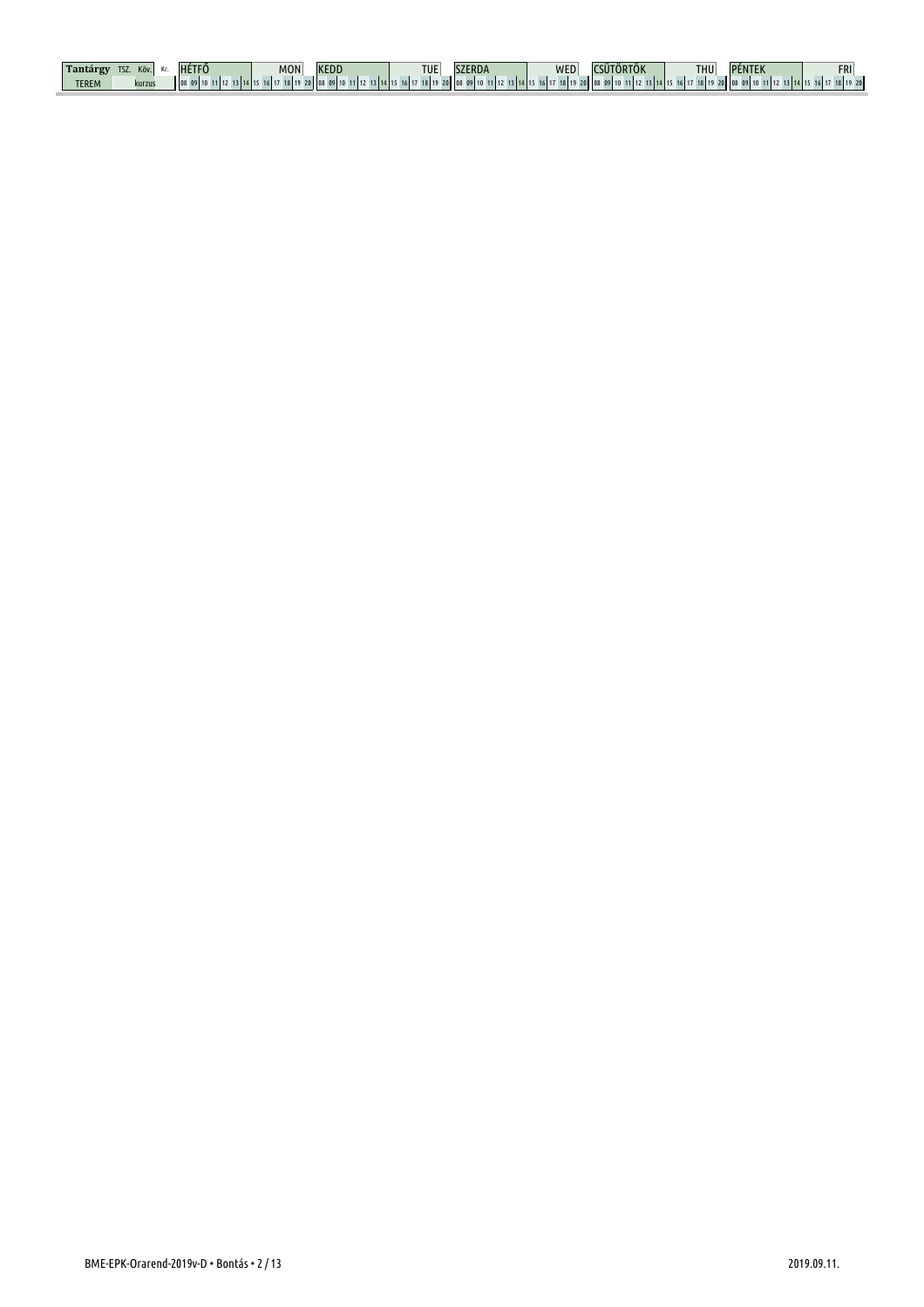| Tantárgy | TSZ. | Köv. | Kr. | HÉTFŐ | MON | KEDD | TUE | SZERDA | WED | CSÜTÖRTÖK | THU | PÉNTEK | FRI |
|---|---|---|---|---|---|---|---|---|---|---|---|---|---|
| TEREM | | kurzus | | 08 09 10 11 12 13 14 15 16 17 18 19 20 | | 08 09 10 11 12 13 14 15 16 17 18 19 20 | | 08 09 10 11 12 13 14 15 16 17 18 19 20 | | 08 09 10 11 12 13 14 15 16 17 18 19 20 | | 08 09 10 11 12 13 14 15 16 17 18 19 20 | |

BME-EPK-Orarend-2019v-D • Bontás

2019.09.11.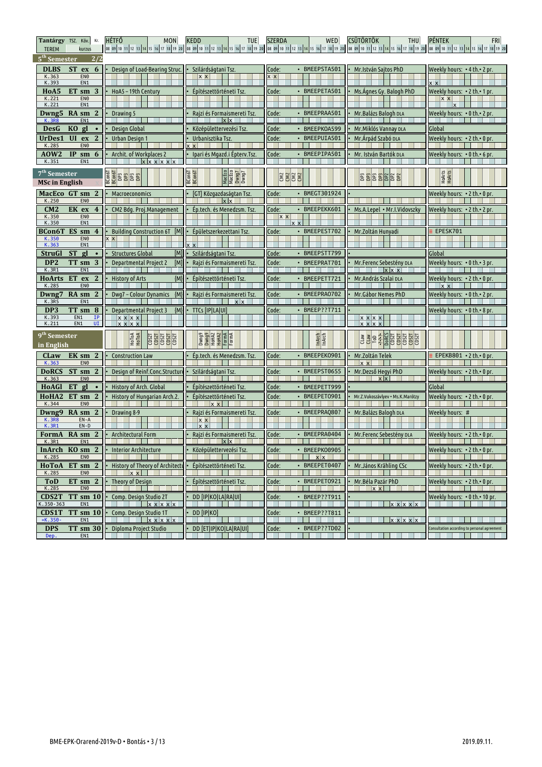| Tantárgy TSZ. Köv. Kr. / TEREM kurzus | HÉTFŐ MON | KEDD TUE | SZERDA WED | CSÜTÖRTÖK THU | PÉNTEK FRI |
|---|---|---|---|---|---|
| **5th Semester 2/2** | | | | | |
| **DLBS ST ex 6** K.363 EN0 / K.393 EN1 | Design of Load-Bearing Struc. | Szilárdságtani Tsz. (x x) | Code: BMEEPSTA501 (x x) | Mr.István Sajtos PhD | Weekly hours: 4 th. 2 pr. (x x) |
| **HoA5 ET sm 3** K.221 EN0 / K.221 EN1 | HoA5 – 19th Century | Építészettörténeti Tsz. | Code: BMEEPETA501 | Ms.Ágnes Gy. Balogh PhD | Weekly hours: 2 th. 1 pr. (x x / x) |
| **Dwng5 RA sm 2** K.3R8 EN1 | Drawing 5 | Rajzi és Formaismereti Tsz. (x x) | Code: BMEEPRAA501 | Mr.Balázs Balogh DLA | Weekly hours: 0 th. 2 pr. |
| **DesG KO gl •** | Design Global | Középülettervezési Tsz. | Code: BMEEPKOA599 | Mr.Miklós Vannay DLA | Global |
| **UrDes1 UI ex 2** K.285 EN0 | Urban Design 1 | Urbanisztika Tsz. (x x) | Code: BMEEPUIA501 | Mr.Árpád Szabó DLA | Weekly hours: 2 th. 0 pr. |
| **AOW2 IP sm 6** K.351 EN1 | Archit. of Workplaces 2 (x x x x x x) | Ipari és Mgazd.i Épterv.Tsz. | Code: BMEEPIPA501 | Mr. István Bartók DLA | Weekly hours: 0 th. 6 pr. |
| **7th Semester MSc in English** | BCon6T BCon6T DP3 DP3 DP3 DP3 | BCon6T BCon6T MacEco MacEco Dwng7 Dwng7 | CM2 CM2 CM2 CM2 | DP3 DP3 DP3 DP3 DP2 DP2 DP2 | HoArts HoArts |
| **MacEco GT sm 2** K.250 EN0 | Macroeconomics | [GT] Közgazdaságtan Tsz. (x x) | Code: BMEGT301924 | | Weekly hours: 2 th. 0 pr. |
| **CM2 EK ex 4** K.350 EN0 / K.350 EN1 | CM2 Bdg. Proj.Management | Ép.tech. és Menedzsm. Tsz. | Code: BMEEPEKK601 (x x / x x) | Ms.A.Lepel • Mr.I.Vidovszky | Weekly hours: 2 th. 2 pr. |
| **BCon6T ES sm 4** K.350 EN0 / K.363 EN1 | Building Construction 6T [M] (x x) | Épületszerkezettani Tsz. (x x) | Code: BMEEPEST702 | Mr.Zoltán Hunyadi | ≡ EPESK701 |
| **StruGl ST gl •** | Structures Global [M] | Szilárdságtani Tsz. | Code: BMEEPSTT799 | | Global |
| **DP2 TT sm 3** K.3R1 EN1 | Departmental Project 2 [M] | Rajzi és Formaismereti Tsz. | Code: BMEEPRAT701 | Mr.Ferenc Sebestény DLA (x x x) | Weekly hours: 0 th. 3 pr. |
| **HoArts ET ex 2** K.285 EN0 | History of Arts {M} | Építészettörténeti Tsz. | Code: BMEEPETT721 | Mr.András Szalai DLA | Weekly hours: 2 th. 0 pr. (x x) |
| **Dwng7 RA sm 2** K.3R5 EN1 | Dwg7 – Colour Dynamics {M} | Rajzi és Formaismereti Tsz. (x x) | Code: BMEEPRAO702 | Mr.Gábor Nemes PhD | Weekly hours: 0 th. 2 pr. |
| **DP3 TT sm 8** K.393 EN1 IP / K.211 EN1 UI | Departmental Project 3 {M} (x x x x / x x x x) | TTCs [IP\|LA\|UI] | Code: BMEEP??T711 | (x x x x / x x x x) | Weekly hours: 0 th. 8 pr. |
| **9th Semester in English** | HoToA HoToA CDS2T CDS2T CDS2T CDS2T | Dwng9 Dwng9 HoHA2 HoHA2 FormA FormA | InArch InArch | CLaw CLaw ToD ToD DoRCS CDS2T CDS2T CDS2T CDS2T | |
| **CLaw EK sm 2** K.363 EN0 | Construction Law | Ép.tech. és Menedzsm. Tsz. | Code: BMEEPEKO901 | Mr.Zoltán Telek (x x) | ≡ EPEKB801 • 2 th. 0 pr. |
| **DoRCS ST sm 2** K.363 EN0 | Design of Reinf.Conc.Structure | Szilárdságtani Tsz. | Code: BMEEPSTO655 | Mr.Dezső Hegyi PhD (x x) | Weekly hours: 2 th. 0 pr. |
| **HoAGl ET gl •** | History of Arch. Global | Építészettörténeti Tsz. | Code: BMEEPETT999 | | Global |
| **HoHA2 ET sm 2** K.344 EN0 | History of Hungarian Arch.2. | Építészettörténeti Tsz. (x x) | Code: BMEEPETO901 | Mr.Z.Vukoszávlyev • Ms.K.Marótzy | Weekly hours: 2 th. 0 pr. |
| **Dwng9 RA sm 2** K.3R8 EN-A / K.3R1 EN-D | Drawing 8-9 | Rajzi és Formaismereti Tsz. (x x / x x) | Code: BMEEPRAQ80? | Mr.Balázs Balogh DLA | Weekly hours: # |
| **FormA RA sm 2** K.3R1 EN1 | Architectural Form | Rajzi és Formaismereti Tsz. (x x) | Code: BMEEPRAO404 | Mr.Ferenc Sebestény DLA | Weekly hours: 2 th. 0 pr. |
| **InArch KO sm 2** K.285 EN0 | Interior Architecture | Középülettervezési Tsz. | Code: BMEEPKOO905 (x x) | | Weekly hours: 2 th. 0 pr. |
| **HoToA ET sm 2** K.285 EN0 | History of Theory of Architecture (x x) | Építészettörténeti Tsz. | Code: BMEEPETO407 | Mr.János Krähling CSc | Weekly hours: 2 th. 0 pr. |
| **ToD ET sm 2** K.285 EN0 | Theory of Design | Építészettörténeti Tsz. | Code: BMEEPETO921 | Mr.Béla Pazár PhD (x x) | Weekly hours: 2 th. 0 pr. |
| **CDS2T TT sm 10** K.350-363 EN1 | Comp. Design Studio 2T (x x x x x) | DD [IP\|KO\|LA\|RA\|UI] | Code: BMEEP??T911 | (x x x x x) | Weekly hours: 0 th. 10 pr. |
| **CDS1T TT sm 10** »K.350- EN1 | Comp. Design Studio 1T (x x x x x) | DD [IP\|KO] | Code: BMEEP??T811 | (x x x x x) | |
| **DPS TT sm 30** Dep. EN1 | Diploma Project Studio | DD [ET\|IP\|KO\|LA\|RA\|UI] | Code: BMEEP??TD02 | | Consultation according to personal agreement |

BME-EPK-Orarend-2019v-D • Bontás • 3 / 13

2019.09.11.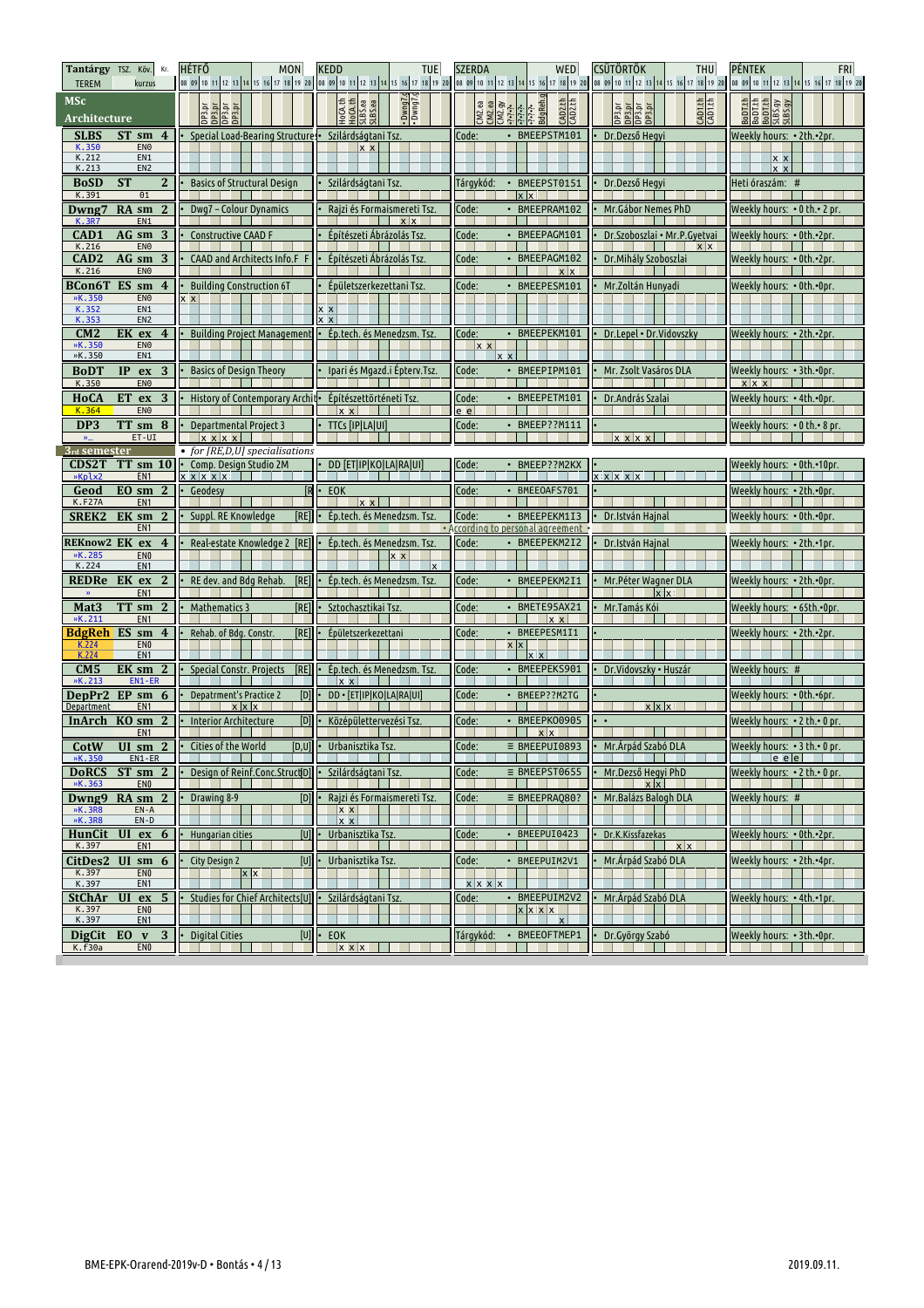| Tantárgy TSZ. Köv. Kr. | HÉTFŐ MON | KEDD TUE | SZERDA WED | CSÜTÖRTÖK THU | PÉNTEK FRI |
|---|---|---|---|---|---|
| TEREM kurzus | 08 09 10 11 12 13 14 15 16 17 18 19 20 | 08 09 10 11 12 13 14 15 16 17 18 19 20 | 08 09 10 11 12 13 14 15 16 17 18 19 20 | 08 09 10 11 12 13 14 15 16 17 18 19 20 | 08 09 10 11 12 13 14 15 16 17 18 19 20 |
| **MSc Architecture** | DP3.pr DP3.pr DP3.pr DP3.pr | HoCA.th HoCA.th SLBS.ea SLBS.ea Dwng7.g Dwng7.g | CM2.ea CM2.ea CM2.gy CM2.gy ?.?.?. ?.?.?. BdgReh.g CAD2.th CAD2.th | DP3.pr DP3.pr DP3.pr DP3.pr CAD1.th CAD1.th | BoDT.th BoDT.th BoDT.th SLBS.gy SLBS.gy |
| **SLBS** ST sm 4 | • Special Load-Bearing Structures | • Szilárdságtani Tsz. | Code: • BMEEPSTM101 | • Dr.Dezső Hegyi | Weekly hours: • 2th.•2pr. |
| K.350 EN0 | | x x | | | |
| K.212 EN1 | | | | | x x |
| K.213 EN2 | | | | | x x |
| **BoSD** ST 2 | • Basics of Structural Design | • Szilárdságtani Tsz. | Tárgykód: • BMEEPST0151 | • Dr.Dezső Hegyi | Heti óraszám: # |
| K.391 01 | | | x x | | |
| **Dwng7** RA sm 2 | • Dwg7 – Colour Dynamics | • Rajzi és Formaismereti Tsz. | Code: • BMEEPRAM102 | • Mr.Gábor Nemes PhD | Weekly hours: • 0 th.• 2 pr. |
| K.3R7 EN1 | | x x | | | |
| **CAD1** AG sm 3 | • Constructive CAAD F | • Építészeti Ábrázolás Tsz. | Code: • BMEEPAGM101 | • Dr.Szoboszlai • Mr.P.Gyetvai | Weekly hours: • 0th.•2pr. |
| K.216 EN0 | | | | x x | |
| **CAD2** AG sm 3 | • CAAD and Architects Info.F F | • Építészeti Ábrázolás Tsz. | Code: • BMEEPAGM102 | • Dr.Mihály Szoboszlai | Weekly hours: • 0th.•2pr. |
| K.216 EN0 | | | x x | | |
| **BCon6T** ES sm 4 | • Building Construction 6T | • Épületszerkezettani Tsz. | Code: • BMEEPESM101 | • Mr.Zoltán Hunyadi | Weekly hours: • 0th.•0pr. |
| »K.350 EN0 | x x | | | | |
| K.352 EN1 | | x x | | | |
| K.353 EN2 | | x x | | | |
| **CM2** EK ex 4 | • Building Project Management | • Ép.tech. és Menedzsm. Tsz. | Code: • BMEEPEKM101 | • Dr.Lepel • Dr.Vidovszky | Weekly hours: • 2th.•2pr. |
| »K.350 EN0 | | | x x | | |
| »K.350 EN1 | | | x x | | |
| **BoDT** IP ex 3 | • Basics of Design Theory | • Ipari és Mgazd.i Épterv.Tsz. | Code: • BMEEPIPM101 | • Mr. Zsolt Vasáros DLA | Weekly hours: • 3th.•0pr. |
| K.350 EN0 | | | | | x x x |
| **HoCA** ET ex 3 | • History of Contemporary Archit | • Építészettörténeti Tsz. | Code: • BMEEPETM101 | • Dr.András Szalai | Weekly hours: • 4th.•0pr. |
| K.364 EN0 | | x x | e e | | |
| **DP3** TT sm 8 | • Departmental Project 3 | • TTCs [IP\|LA\|UI] | Code: • BMEEP??M111 | • | Weekly hours: • 0 th.• 8 pr. |
| »… ET-UI | x x x x | | | x x x x | |
| **3rd semester** | • *for [RE,D,U] specialisations* | | | | |
| **CDS2T** TT sm 10 | • Comp. Design Studio 2M | • DD [ET\|IP\|KO\|LA\|RA\|UI] | Code: • BMEEP??M2KX | • | Weekly hours: • 0th.•10pr. |
| »Kplx2 EN1 | x x x x x | | | x x x x x | |
| **Geod** EO sm 2 | • Geodesy [R | • EOK | Code: • BMEEOAFS701 | • | Weekly hours: • 2th.•0pr. |
| K.F27A EN1 | | x x | | | |
| **SREK2** EK sm 2 | • Suppl. RE Knowledge [RE] | • Ép.tech. és Menedzsm. Tsz. | Code: • BMEEPEKM113 | • Dr.István Hajnal | Weekly hours: • 0th.•0pr. |
| EN1 | | | • According to personal agreement • | | |
| **REKnow2** EK ex 4 | • Real-estate Knowledge 2 [RE] | • Ép.tech. és Menedzsm. Tsz. | Code: • BMEEPEKM212 | • Dr.István Hajnal | Weekly hours: • 2th.•1pr. |
| »K.285 EN0 | | x x | | | |
| K.224 EN1 | | x | | | |
| **REDRe** EK ex 2 | • RE dev. and Bdg Rehab. [RE] | • Ép.tech. és Menedzsm. Tsz. | Code: • BMEEPEKM211 | • Mr.Péter Wagner DLA | Weekly hours: • 2th.•0pr. |
| » EN1 | | | | x x | |
| **Mat3** TT sm 2 | • Mathematics 3 [RE] | • Sztochasztikai Tsz. | Code: • BMETE95AX21 | • Mr.Tamás Kói | Weekly hours: • 65th.•0pr. |
| »K.211 EN1 | | | x x | | |
| **BdgReh** ES sm 4 | • Rehab. of Bdg. Constr. [RE] | • Épületszerkezettani | Code: • BMEEPESM1I1 | • | Weekly hours: • 2th.•2pr. |
| K.224 EN0 | | | x x | | |
| K.224 EN1 | | | x x | | |
| **CM5** EK sm 2 | • Special Constr. Projects [RE] | • Ép.tech. és Menedzsm. Tsz. | Code: • BMEEPEKS901 | • Dr.Vidovszky • Huszár | Weekly hours: # |
| »K.213 EN1-ER | | x x | | | |
| **DepPr2** EP sm 6 | • Depatrment's Practice 2 [D] | • DD • [ET\|IP\|KO\|LA\|RA\|UI] | Code: • BMEEP??M2TG | • | Weekly hours: • 0th.•6pr. |
| Department EN1 | x x x | | | x x x | |
| **InArch** KO sm 2 | • Interior Architecture [D] | • Középülettervezési Tsz. | Code: • BMEEPKO0905 | • • | Weekly hours: • 2 th.• 0 pr. |
| EN1 | | | x x | | |
| **CotW** UI sm 2 | • Cities of the World [D,U] | • Urbanisztika Tsz. | Code: ≡ BMEEPUI0893 | • Mr.Árpád Szabó DLA | Weekly hours: • 3 th.• 0 pr. |
| »K.350 EN1-ER | | | | | e e e |
| **DoRCS** ST sm 2 | • Design of Reinf.Conc.Struct[D] | • Szilárdságtani Tsz. | Code: ≡ BMEEPST0655 | • Mr.Dezső Hegyi PhD | Weekly hours: • 2 th.• 0 pr. |
| »K.363 EN0 | | | | x x | |
| **Dwng9** RA sm 2 | • Drawing 8-9 [D] | • Rajzi és Formaismereti Tsz. | Code: ≡ BMEEPRAQ80? | • Mr.Balázs Balogh DLA | Weekly hours: # |
| »K.3R8 EN-A | | x x | | | |
| »K.3R8 EN-D | | x x | | | |
| **HunCit** UI ex 6 | • Hungarian cities [U] | • Urbanisztika Tsz. | Code: • BMEEPUI0423 | • Dr.K.Kissfazekas | Weekly hours: • 0th.•2pr. |
| K.397 EN1 | | | | x x | |
| **CitDes2** UI sm 6 | • City Design 2 [U] | • Urbanisztika Tsz. | Code: • BMEEPUIM2V1 | • Mr.Árpád Szabó DLA | Weekly hours: • 2th.•4pr. |
| K.397 EN0 | x x | | | | |
| K.397 EN1 | | | x x x x | | |
| **StChAr** UI ex 5 | • Studies for Chief Architects[U] | • Szilárdságtani Tsz. | Code: • BMEEPUIM2V2 | • Mr.Árpád Szabó DLA | Weekly hours: • 4th.•1pr. |
| K.397 EN0 | | | x x x x | | |
| K.397 EN1 | | | x | | |
| **DigCit** EO v 3 | • Digital Cities [U] | • EOK | Tárgykód: • BMEEOFTMEP1 | • Dr.György Szabó | Weekly hours: • 3th.•0pr. |
| K.f30a EN0 | | x x x | | | |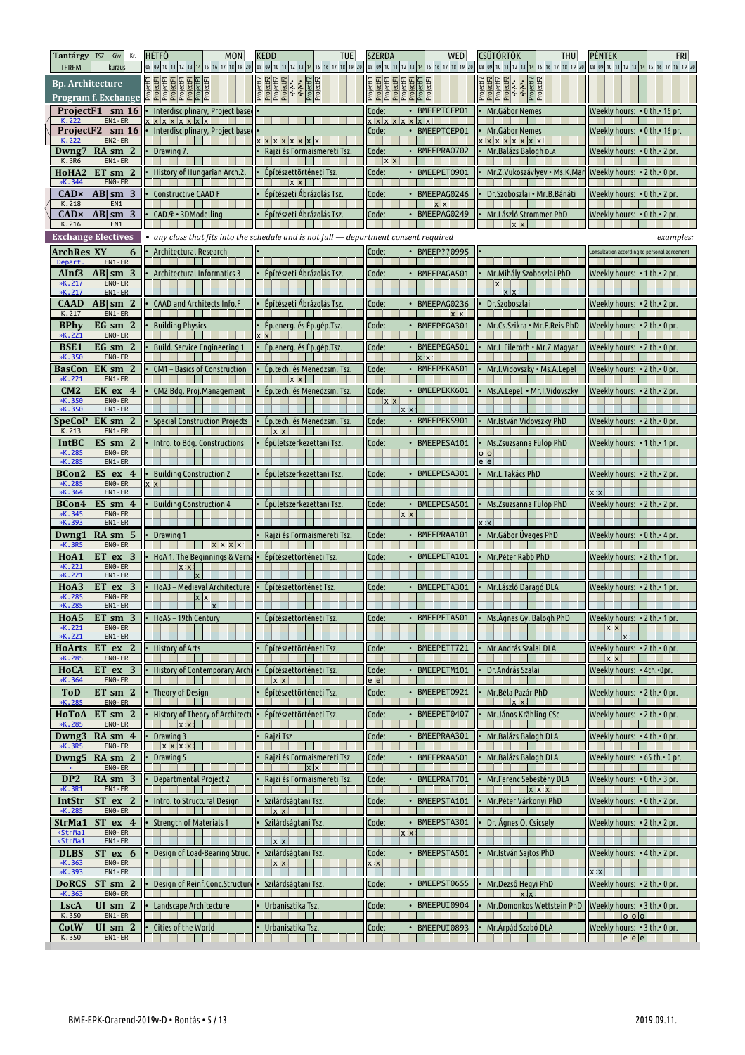| Tantárgy TSZ. Köv. Kr. TEREM kurzus | HÉTFŐ MON | KEDD TUE | SZERDA WED | CSÜTÖRTÖK THU | PÉNTEK FRI |
|---|---|---|---|---|---|
| **Bp. Architecture Program f. Exchange** | ProjectF1 ProjectF1 ProjectF1 ProjectF1 ProjectF1 ProjectF1 ProjectF1 | ProjectF2 ProjectF2 ProjectF2 ProjectF2 ProjectF2 ProjectF2 | ProjectF1 ProjectF1 ProjectF1 ProjectF1 ProjectF1 ProjectF1 ProjectF1 | ProjectF2 ProjectF2 ProjectF2 ProjectF2 ProjectF2 | |
| **ProjectF1 sm 16** K.222 EN1-ER | • Interdisciplinary, Project based x x x x x x x | • | Code: • BMEEPTCEP01 x x x x x x x | • Mr.Gábor Nemes | Weekly hours: • 0 th.• 16 pr. |
| **ProjectF2 sm 16** K.222 EN2-ER | • Interdisciplinary, Project based | • x x x x x x x x | Code: • BMEEPTCEP01 | • Mr.Gábor Nemes x x x x x x x | Weekly hours: • 0 th.• 16 pr. |
| **Dwng7 RA sm 2** K.3R6 EN1-ER | • Drawing 7. | • Rajzi és Formaismereti Tsz. | Code: • BMEEPRA0702 x x | • Mr.Balázs Balogh DLA | Weekly hours: • 0 th.• 2 pr. |
| **HoHA2 ET sm 2** »K.344 EN0-ER | • History of Hungarian Arch.2. | • Építészettörténeti Tsz. x x | Code: • BMEEPET0901 | • Mr.Z.Vukoszávlyev • Ms.K.Mar | Weekly hours: • 2 th.• 0 pr. |
| **CAD× AB sm 3** K.218 EN1 | • Constructive CAAD F | • Építészeti Ábrázolás Tsz. | Code: • BMEEPAG0246 | • Dr.Szoboszlai • Mr.B.Bánáti | Weekly hours: • 0 th.• 2 pr. |
| **CAD× AB sm 3** K.216 EN1 | • CAD.Œ • 3DModelling | • Építészeti Ábrázolás Tsz. | Code: • BMEEPAG0249 | • Mr.László Strommer PhD x x | Weekly hours: • 0 th.• 2 pr. |

**Exchange Electives** • *any class that fits into the schedule and is not full — department consent required* *examples:*

| Tantárgy TSZ. Köv. Kr. TEREM kurzus | HÉTFŐ MON | KEDD TUE | SZERDA WED | CSÜTÖRTÖK THU | PÉNTEK FRI |
|---|---|---|---|---|---|
| **ArchRes XY 6** Depart. EN1-ER | • Architectural Research | • | Code: • BMEEP??0995 | • | Consultation according to personal agreement |
| **AInf3 AB sm 3** »K.217 EN0-ER / »K.217 EN1-ER | • Architectural Informatics 3 | • Építészeti Ábrázolás Tsz. | Code: • BMEEPAGA501 | • Mr.Mihály Szoboszlai PhD x / x x | Weekly hours: • 1 th.• 2 pr. |
| **CAAD AB sm 2** K.217 EN1-ER | • CAAD and Architects Info.F | • Építészeti Ábrázolás Tsz. | Code: • BMEEPAG0236 x x | • Dr.Szoboszlai | Weekly hours: • 2 th.• 2 pr. |
| **BPhy EG sm 2** »K.221 EN0-ER | • Building Physics | • Ép.energ. és Ép.gép.Tsz. x x | Code: • BMEEPEGA301 | • Mr.Cs.Szikra • Mr.F.Reis PhD | Weekly hours: • 2 th.• 0 pr. |
| **BSE1 EG sm 2** »K.350 EN0-ER | • Build. Service Engineering 1 | • Ép.energ. és Ép.gép.Tsz. | Code: • BMEEPEGA501 x x | • Mr.L.Filetóth • Mr.Z.Magyar | Weekly hours: • 2 th.• 0 pr. |
| **BasCon EK sm 2** »K.221 EN1-ER | • CM1 – Basics of Construction | • Ép.tech. és Menedzsm. Tsz. x x | Code: • BMEEPEKA501 | • Mr.I.Vidovszky • Ms.A.Lepel | Weekly hours: • 2 th.• 0 pr. |
| **CM2 EK ex 4** »K.350 EN0-ER / »K.350 EN1-ER | • CM2 Bdg. Proj.Management | • Ép.tech. és Menedzsm. Tsz. | Code: x x / x x | • Ms.A.Lepel • Mr.I.Vidovszky | Weekly hours: • 2 th.• 2 pr. |
| **SpeCoP EK sm 2** K.213 EN1-ER | • Special Construction Projects | • Ép.tech. és Menedzsm. Tsz. x x | Code: • BMEEPEKS901 | • Mr.István Vidovszky PhD | Weekly hours: • 2 th.• 0 pr. |
| **IntBC ES sm 2** »K.285 EN0-ER / »K.285 EN1-ER | • Intro. to Bdg. Constructions | • Épületszerkezettani Tsz. | Code: • BMEEPESA101 | • Ms.Zsuzsanna Fülöp PhD o o / e e | Weekly hours: • 1 th.• 1 pr. |
| **BCon2 ES ex 4** »K.285 EN0-ER / »K.364 EN1-ER | • Building Construction 2 x x | • Épületszerkezettani Tsz. | Code: • BMEEPESA301 | • Mr.L.Takács PhD | Weekly hours: • 2 th.• 2 pr. / x x |
| **BCon4 ES sm 4** »K.345 EN0-ER / »K.393 EN1-ER | • Building Construction 4 | • Épületszerkezettani Tsz. | Code: • BMEEPESA501 x x | • Ms.Zsuzsanna Fülöp PhD / x x | Weekly hours: • 2 th.• 2 pr. |
| **Dwng1 RA sm 5** »K.3R5 EN0-ER | • Drawing 1 x x x x | • Rajzi és Formaismereti Tsz. | Code: • BMEEPRAA101 | • Mr.Gábor Üveges PhD | Weekly hours: • 0 th.• 4 pr. |
| **HoA1 ET ex 3** »K.221 EN0-ER / »K.221 EN1-ER | • HoA 1. The Beginnings & Verna x x / x | • Építészettörténeti Tsz. | Code: • BMEEPETA101 | • Mr.Péter Rabb PhD | Weekly hours: • 2 th.• 1 pr. |
| **HoA3 ET ex 3** »K.285 EN0-ER / »K.285 EN1-ER | • HoA3 – Medieval Architecture x x / x | • Építészettörténet Tsz. | Code: • BMEEPETA301 | • Mr.László Daragó DLA | Weekly hours: • 2 th.• 1 pr. |
| **HoA5 ET sm 3** »K.221 EN0-ER / »K.221 EN1-ER | • HoA5 – 19th Century | • Építészettörténeti Tsz. | Code: • BMEEPETA501 | • Ms.Ágnes Gy. Balogh PhD | Weekly hours: • 2 th.• 1 pr. x x / x |
| **HoArts ET ex 2** »K.285 EN0-ER | • History of Arts | • Építészettörténeti Tsz. | Code: • BMEEPETT721 | • Mr.András Szalai DLA | Weekly hours: • 2 th.• 0 pr. x x |
| **HoCA ET ex 3** »K.364 EN0-ER | • History of Contemporary Archi | • Építészettörténeti Tsz. x x | Code: • BMEEPETM101 e e | • Dr.András Szalai | Weekly hours: • 4th.•0pr. |
| **ToD ET sm 2** »K.285 EN0-ER | • Theory of Design | • Építészettörténeti Tsz. | Code: • BMEEPET0921 | • Mr.Béla Pazár PhD x x | Weekly hours: • 2 th.• 0 pr. |
| **HoToA ET sm 2** »K.285 EN0-ER | • History of Theory of Architectu x x | • Építészettörténeti Tsz. | Code: • BMEEPET0407 | • Mr.János Krähling CSc | Weekly hours: • 2 th.• 0 pr. |
| **Dwng3 RA sm 4** »K.3R5 EN0-ER | • Drawing 3 x x x x | • Rajzi Tsz | Code: • BMEEPRAA301 | • Mr.Balázs Balogh DLA | Weekly hours: • 4 th.• 0 pr. |
| **Dwng5 RA sm 2** » EN0-ER | • Drawing 5 | • Rajzi és Formaismereti Tsz. x x | Code: • BMEEPRAA501 | • Mr.Balázs Balogh DLA | Weekly hours: • 65 th.• 0 pr. |
| **DP2 RA sm 3** »K.3R1 EN1-ER | • Departmental Project 2 | • Rajzi és Formaismereti Tsz. | Code: • BMEEPRAT701 | • Mr.Ferenc Sebestény DLA x x x | Weekly hours: • 0 th.• 3 pr. |
| **IntStr ST ex 2** »K.285 EN0-ER | • Intro. to Structural Design | • Szilárdságtani Tsz. x x | Code: • BMEEPSTA101 | • Mr.Péter Várkonyi PhD | Weekly hours: • 0 th.• 2 pr. |
| **StrMa1 ST ex 4** »StrMa1 EN0-ER / »StrMa1 EN1-ER | • Strength of Materials 1 | • Szilárdságtani Tsz. / x x | Code: • BMEEPSTA301 x x | • Dr. Ágnes O. Csicsely | Weekly hours: • 2 th.• 2 pr. |
| **DLBS ST ex 6** »K.363 EN0-ER / »K.393 EN1-ER | • Design of Load-Bearing Struc. | • Szilárdságtani Tsz. x x | Code: • BMEEPSTA501 x x | • Mr.István Sajtos PhD | Weekly hours: • 4 th.• 2 pr. / x x |
| **DoRCS ST sm 2** »K.363 EN0-ER | • Design of Reinf.Conc.Structure | • Szilárdságtani Tsz. | Code: • BMEEPST0655 | • Mr.Dezső Hegyi PhD x x | Weekly hours: • 2 th.• 0 pr. |
| **LscA UI sm 2** K.350 EN1-ER | • Landscape Architecture | • Urbanisztika Tsz. | Code: • BMEEPUI0904 | • Mr.Domonkos Wettstein PhD | Weekly hours: • 3 th.• 0 pr. o o o |
| **CotW UI sm 2** K.350 EN1-ER | • Cities of the World | • Urbanisztika Tsz. | Code: • BMEEPUI0893 | • Mr.Árpád Szabó DLA | Weekly hours: • 3 th.• 0 pr. e e e |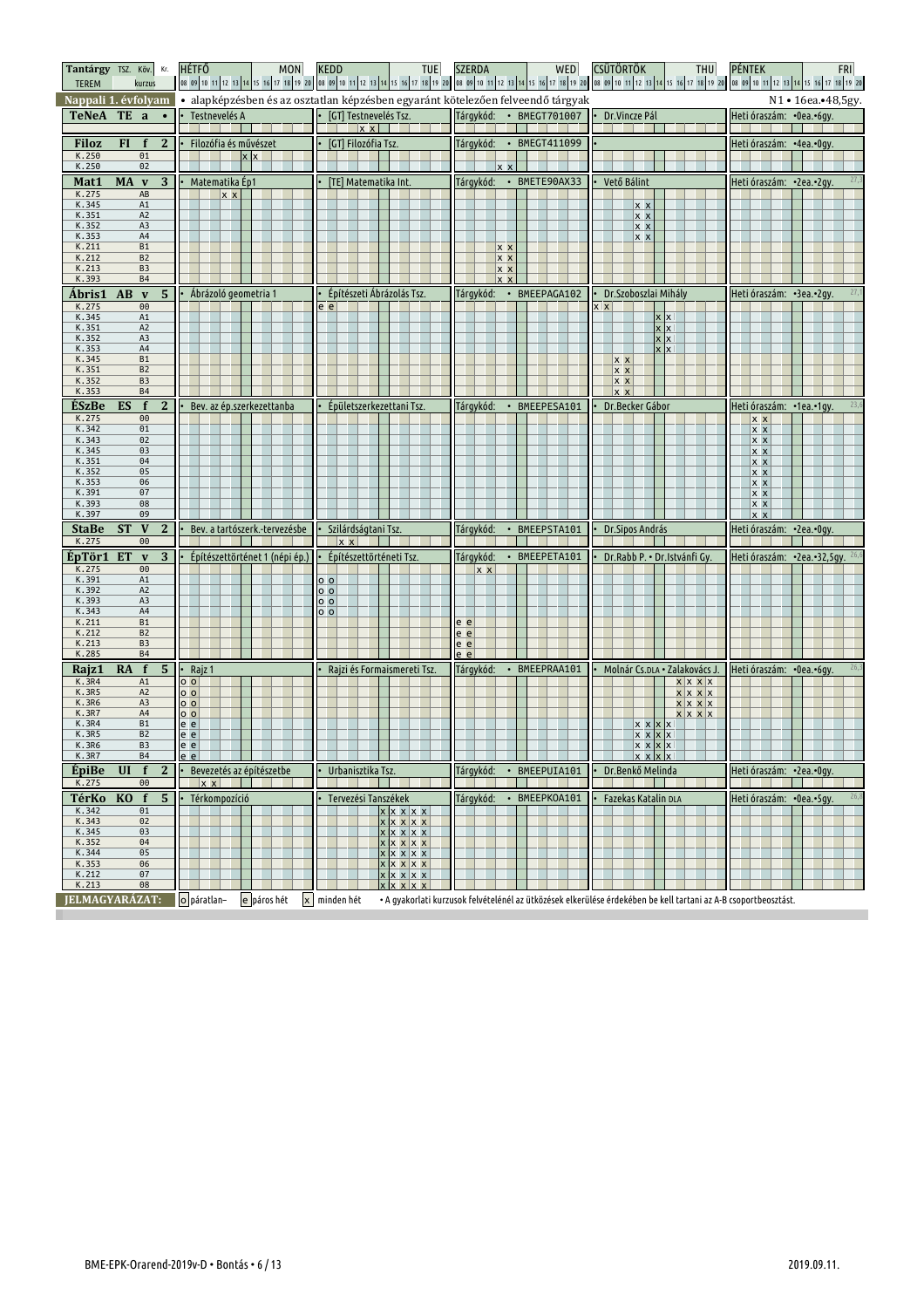| Tantárgy | TSZ. | Köv. | Kr. | HÉTFŐ / MON | KEDD / TUE | SZERDA / WED | CSÜTÖRTÖK / THU | PÉNTEK / FRI |
|---|---|---|---|---|---|---|---|---|
| TEREM | | kurzus | | 08–20 | 08–20 | 08–20 | 08–20 | 08–20 |

**Nappali 1. évfolyam** • alapképzésben és az osztatlan képzésben egyaránt kötelezően felveendő tárgyak — N1 • 16ea.•48,5gy.

| Tantárgy | TSZ. | Köv. | Kr. | Megnevezés | Tanszék | Tárgykód | Előadó | Heti óraszám |
|---|---|---|---|---|---|---|---|---|
| TeNeA | TE | a | • | Testnevelés A | [GT] Testnevelés Tsz. | BMEGT701007 | Dr.Vincze Pál | •0ea.•6gy. |
| Filoz | FI | f | 2 | Filozófia és művészet | [GT] Filozófia Tsz. | BMEGT411099 | | •4ea.•0gy. |
| Mat1 | MA | v | 3 | Matematika Ép1 | [TE] Matematika Int. | BMETE90AX33 | Vető Bálint | •2ea.•2gy. |
| Ábris1 | AB | v | 5 | Ábrázoló geometria 1 | Építészeti Ábrázolás Tsz. | BMEEPAGA102 | Dr.Szoboszlai Mihály | •3ea.•2gy. |
| ÉSzBe | ES | f | 2 | Bev. az ép.szerkezettanba | Épületszerkezettani Tsz. | BMEEPESA101 | Dr.Becker Gábor | •1ea.•1gy. |
| StaBe | ST | V | 2 | Bev. a tartószerk.-tervezésbe | Szilárdságtani Tsz. | BMEEPSTA101 | Dr.Sipos András | •2ea.•0gy. |
| ÉpTör1 | ET | v | 3 | Építészettörténet 1 (népi ép.) | Építészettörténeti Tsz. | BMEEPETA101 | Dr.Rabb P. • Dr.Istvánfi Gy. | •2ea.•32,5gy. |
| Rajz1 | RA | f | 5 | Rajz 1 | Rajzi és Formaismereti Tsz. | BMEEPRAA101 | Molnár Cs.DLA • Zalakovács J. | •0ea.•6gy. |
| ÉpiBe | UI | f | 2 | Bevezetés az építészetbe | Urbanisztika Tsz. | BMEEPUIA101 | Dr.Benkő Melinda | •2ea.•0gy. |
| TérKo | KO | f | 5 | Térkompozíció | Tervezési Tanszékek | BMEEPKOA101 | Fazekas Katalin DLA | •0ea.•5gy. |

| Tárgy | Terem | Kurzus | Nap | Időpont (óra) | Hét |
|---|---|---|---|---|---|
| TeNeA | | | Kedd | 12–14 | x |
| Filoz | K.250 | 01 | Hétfő | 14–16 | x |
| Filoz | K.250 | 02 | Szerda | 12–14 | x |
| Mat1 | K.275 | AB | Hétfő | 12–14 | x |
| Mat1 | K.345 | A1 | Csütörtök | 12–14 | x |
| Mat1 | K.351 | A2 | Csütörtök | 12–14 | x |
| Mat1 | K.352 | A3 | Csütörtök | 12–14 | x |
| Mat1 | K.353 | A4 | Csütörtök | 12–14 | x |
| Mat1 | K.211 | B1 | Szerda | 12–14 | x |
| Mat1 | K.212 | B2 | Szerda | 12–14 | x |
| Mat1 | K.213 | B3 | Szerda | 12–14 | x |
| Mat1 | K.393 | B4 | Szerda | 12–14 | x |
| Ábris1 | K.275 | 00 | Kedd | 08–10 | e |
| Ábris1 | K.275 | 00 | Csütörtök | 08–10 | x |
| Ábris1 | K.345 | A1 | Csütörtök | 14–16 | x |
| Ábris1 | K.351 | A2 | Csütörtök | 14–16 | x |
| Ábris1 | K.352 | A3 | Csütörtök | 14–16 | x |
| Ábris1 | K.353 | A4 | Csütörtök | 14–16 | x |
| Ábris1 | K.345 | B1 | Csütörtök | 10–12 | x |
| Ábris1 | K.351 | B2 | Csütörtök | 10–12 | x |
| Ábris1 | K.352 | B3 | Csütörtök | 10–12 | x |
| Ábris1 | K.353 | B4 | Csütörtök | 10–12 | x |
| ÉSzBe | K.275 | 00 | Péntek | 10–12 | x |
| ÉSzBe | K.342 | 01 | Péntek | 10–12 | x |
| ÉSzBe | K.343 | 02 | Péntek | 10–12 | x |
| ÉSzBe | K.345 | 03 | Péntek | 10–12 | x |
| ÉSzBe | K.351 | 04 | Péntek | 10–12 | x |
| ÉSzBe | K.352 | 05 | Péntek | 10–12 | x |
| ÉSzBe | K.353 | 06 | Péntek | 10–12 | x |
| ÉSzBe | K.391 | 07 | Péntek | 10–12 | x |
| ÉSzBe | K.393 | 08 | Péntek | 10–12 | x |
| ÉSzBe | K.397 | 09 | Péntek | 10–12 | x |
| StaBe | K.275 | 00 | Kedd | 10–12 | x |
| ÉpTör1 | K.275 | 00 | Szerda | 10–12 | x |
| ÉpTör1 | K.391 | A1 | Kedd | 08–10 | o |
| ÉpTör1 | K.392 | A2 | Kedd | 08–10 | o |
| ÉpTör1 | K.393 | A3 | Kedd | 08–10 | o |
| ÉpTör1 | K.343 | A4 | Kedd | 08–10 | o |
| ÉpTör1 | K.211 | B1 | Szerda | 08–10 | e |
| ÉpTör1 | K.212 | B2 | Szerda | 08–10 | e |
| ÉpTör1 | K.213 | B3 | Szerda | 08–10 | e |
| ÉpTör1 | K.285 | B4 | Szerda | 08–10 | e |
| Rajz1 | K.3R4 | A1 | Hétfő | 08–10 | o |
| Rajz1 | K.3R5 | A2 | Hétfő | 08–10 | o |
| Rajz1 | K.3R6 | A3 | Hétfő | 08–10 | o |
| Rajz1 | K.3R7 | A4 | Hétfő | 08–10 | o |
| Rajz1 | K.3R4 | A1–A4 | Csütörtök | 14–18 | x |
| Rajz1 | K.3R4 | B1 | Hétfő | 08–10 | e |
| Rajz1 | K.3R5 | B2 | Hétfő | 08–10 | e |
| Rajz1 | K.3R6 | B3 | Hétfő | 08–10 | e |
| Rajz1 | K.3R7 | B4 | Hétfő | 08–10 | e |
| Rajz1 | | B1–B4 | Csütörtök | 10–14 | x |
| ÉpiBe | K.275 | 00 | Hétfő | 10–12 | x |
| TérKo | K.342 | 01 | Kedd | 14–19 | x |
| TérKo | K.343 | 02 | Kedd | 14–19 | x |
| TérKo | K.345 | 03 | Kedd | 14–19 | x |
| TérKo | K.352 | 04 | Kedd | 14–19 | x |
| TérKo | K.344 | 05 | Kedd | 14–19 | x |
| TérKo | K.353 | 06 | Kedd | 14–19 | x |
| TérKo | K.212 | 07 | Kedd | 14–19 | x |
| TérKo | K.213 | 08 | Kedd | 14–19 | x |

**JELMAGYARÁZAT:** o páratlan– e páros hét x minden hét • A gyakorlati kurzusok felvételénél az ütközések elkerülése érdekében be kell tartani az A-B csoportbeosztást.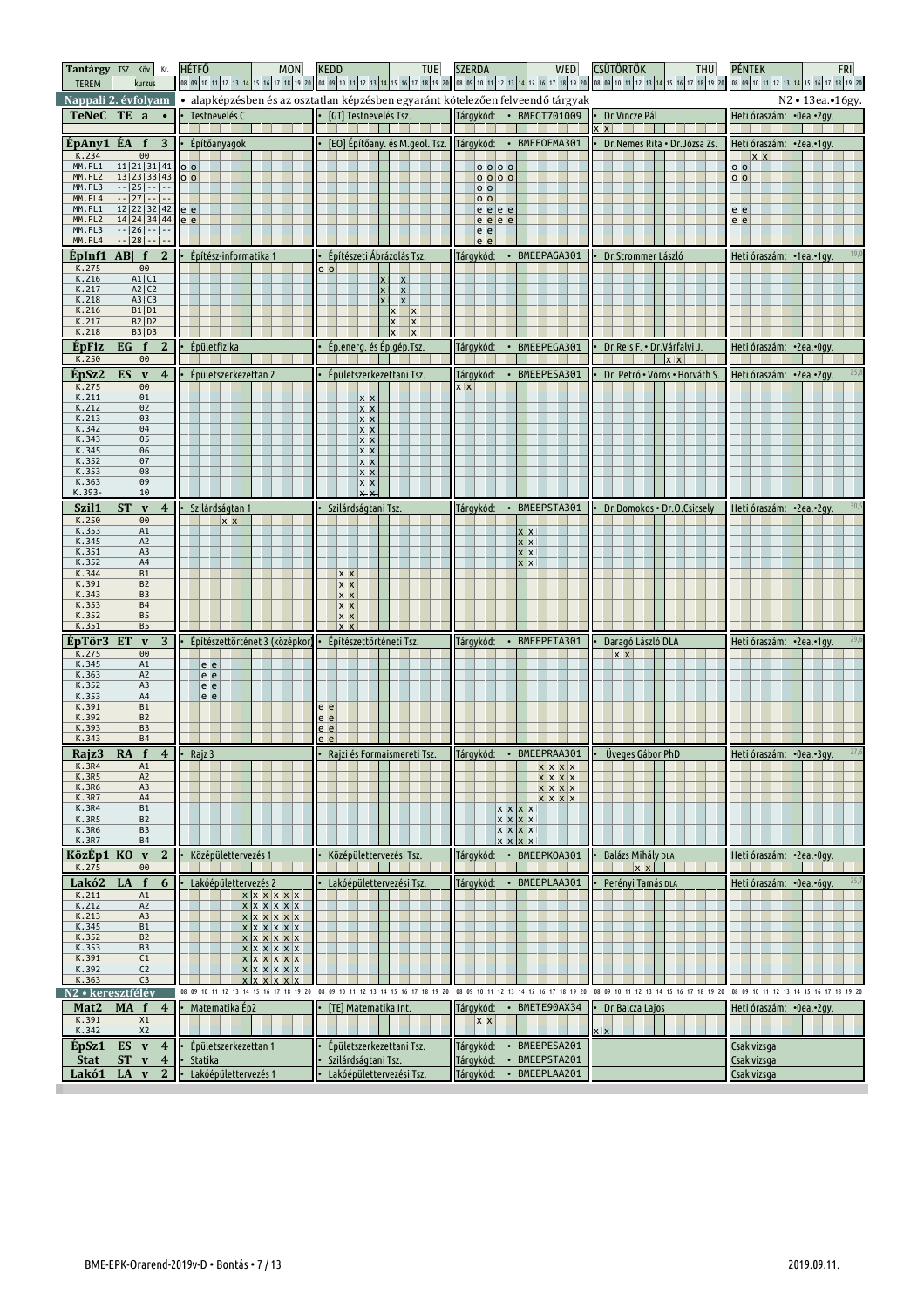| Tantárgy TSZ. Köv. Kr. / TEREM kurzus | HÉTFŐ MON | KEDD TUE | SZERDA WED | CSÜTÖRTÖK THU | PÉNTEK FRI |
|---|---|---|---|---|---|
| **Nappali 2. évfolyam** | • alapképzésben és az osztatlan képzésben egyaránt kötelezően felveendő tárgyak | | | | N2 • 13ea.•16gy. |
| **TeNeC TE a •** | • Testnevelés C | • [GT] Testnevelés Tsz. | Tárgykód: • BMEGT701009 | • Dr.Vincze Pál | Heti óraszám: •0ea.•2gy. |
| **ÉpAny1 ÉA f 3** | • Építőanyagok | • [EO] Építőany. és M.geol. Tsz. | Tárgykód: • BMEEOEMA301 | • Dr.Nemes Rita • Dr.Józsa Zs. | Heti óraszám: •2ea.•1gy. |
| K.234 00 | | | | | |
| MM.FL1 11\|21\|31\|41 | | | | | |
| MM.FL2 13\|23\|33\|43 | | | | | |
| MM.FL3 --\|25\|--\|-- | | | | | |
| MM.FL4 --\|27\|--\|-- | | | | | |
| MM.FL1 12\|22\|32\|42 | | | | | |
| MM.FL2 14\|24\|34\|44 | | | | | |
| MM.FL3 --\|26\|--\|-- | | | | | |
| MM.FL4 --\|28\|--\|-- | | | | | |
| **ÉpInf1 AB\| f 2** | • Építész-informatika 1 | • Építészeti Ábrázolás Tsz. | Tárgykód: • BMEEPAGA301 | • Dr.Strommer László | Heti óraszám: •1ea.•1gy. |
| K.275 00 | | | | | |
| K.216 A1\|C1 | | | | | |
| K.217 A2\|C2 | | | | | |
| K.218 A3\|C3 | | | | | |
| K.216 B1\|D1 | | | | | |
| K.217 B2\|D2 | | | | | |
| K.218 B3\|D3 | | | | | |
| **ÉpFiz EG f 2** | • Épületfizika | • Ép.energ. és Ép.gép.Tsz. | Tárgykód: • BMEEPEGA301 | • Dr.Reis F. • Dr.Várfalvi J. | Heti óraszám: •2ea.•0gy. |
| K.250 00 | | | | | |
| **ÉpSz2 ES v 4** | • Épületszerkezettan 2 | • Épületszerkezettani Tsz. | Tárgykód: • BMEEPESA301 | • Dr. Petró • Vörös • Horváth S. | Heti óraszám: •2ea.•2gy. |
| K.275 00 | | | | | |
| K.211 01 | | | | | |
| K.212 02 | | | | | |
| K.213 03 | | | | | |
| K.342 04 | | | | | |
| K.343 05 | | | | | |
| K.345 06 | | | | | |
| K.352 07 | | | | | |
| K.353 08 | | | | | |
| K.363 09 | | | | | |
| ~~K.393 10~~ | | | | | |
| **Szil1 ST v 4** | • Szilárdságtan 1 | • Szilárdságtani Tsz. | Tárgykód: • BMEEPSTA301 | • Dr.Domokos • Dr.O.Csicsely | Heti óraszám: •2ea.•2gy. |
| K.250 00 | | | | | |
| K.353 A1 | | | | | |
| K.345 A2 | | | | | |
| K.351 A3 | | | | | |
| K.352 A4 | | | | | |
| K.344 B1 | | | | | |
| K.391 B2 | | | | | |
| K.343 B3 | | | | | |
| K.353 B4 | | | | | |
| K.352 B5 | | | | | |
| K.351 B5 | | | | | |
| **ÉpTör3 ET v 3** | • Építészettörténet 3 (középkor) | • Építészettörténeti Tsz. | Tárgykód: • BMEEPETA301 | • Daragó László DLA | Heti óraszám: •2ea.•1gy. |
| K.275 00 | | | | | |
| K.345 A1 | | | | | |
| K.363 A2 | | | | | |
| K.352 A3 | | | | | |
| K.353 A4 | | | | | |
| K.391 B1 | | | | | |
| K.392 B2 | | | | | |
| K.393 B3 | | | | | |
| K.343 B4 | | | | | |
| **Rajz3 RA f 4** | • Rajz 3 | • Rajzi és Formaismereti Tsz. | Tárgykód: • BMEEPRAA301 | • Üveges Gábor PhD | Heti óraszám: •0ea.•3gy. |
| K.3R4 A1 | | | | | |
| K.3R5 A2 | | | | | |
| K.3R6 A3 | | | | | |
| K.3R7 A4 | | | | | |
| K.3R4 B1 | | | | | |
| K.3R5 B2 | | | | | |
| K.3R6 B3 | | | | | |
| K.3R7 B4 | | | | | |
| **KözÉp1 KO v 2** | • Középülettervezés 1 | • Középülettervezési Tsz. | Tárgykód: • BMEEPKOA301 | • Balázs Mihály DLA | Heti óraszám: •2ea.•0gy. |
| K.275 00 | | | | | |
| **Lakó2 LA f 6** | • Lakóépülettervezés 2 | • Lakóépülettervezési Tsz. | Tárgykód: • BMEEPLAA301 | • Perényi Tamás DLA | Heti óraszám: •0ea.•6gy. |
| K.211 A1 | | | | | |
| K.212 A2 | | | | | |
| K.213 A3 | | | | | |
| K.345 B1 | | | | | |
| K.352 B2 | | | | | |
| K.353 B3 | | | | | |
| K.391 C1 | | | | | |
| K.392 C2 | | | | | |
| K.363 C3 | | | | | |
| **N2 • keresztfélév** | | | | | |
| **Mat2 MA f 4** | • Matematika Ép2 | • [TE] Matematika Int. | Tárgykód: • BMETE90AX34 | • Dr.Balcza Lajos | Heti óraszám: •0ea.•2gy. |
| K.391 X1 | | | | | |
| K.342 X2 | | | | | |
| **ÉpSz1 ES v 4** | • Épületszerkezettan 1 | • Épületszerkezettani Tsz. | Tárgykód: • BMEEPESA201 | | Csak vizsga |
| **Stat ST v 4** | • Statika | • Szilárdságtani Tsz. | Tárgykód: • BMEEPSTA201 | | Csak vizsga |
| **Lakó1 LA v 2** | • Lakóépülettervezés 1 | • Lakóépülettervezési Tsz. | Tárgykód: • BMEEPLAA201 | | Csak vizsga |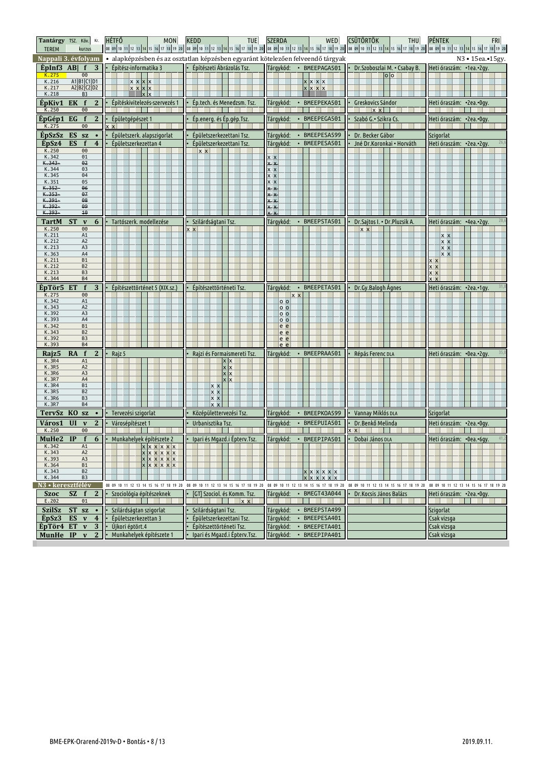| Tantárgy TSZ. Köv. Kr. / TEREM kurzus | HÉTFŐ MON | KEDD TUE | SZERDA WED | CSÜTÖRTÖK THU | PÉNTEK FRI |
|---|---|---|---|---|---|
| **Nappali 3. évfolyam** | • alapképzésben és az osztatlan képzésben egyaránt kötelezően felveendő tárgyak | | | | N3 • 15ea.•15gy. |
| **ÉpInf3 AB| f 3** | • Építész-informatika 3 | • Építészeti Ábrázolás Tsz. | Tárgykód: • BMEEPAGA501 | • Dr.Szoboszlai M. • Csabay B. | Heti óraszám: •1ea.•2gy. |
| K.275 00 | | | | o o | |
| K.216 A1 B1 C1 D1 | x x x x | | x x x x | | |
| K.217 A2 B2 C2 D2 | x x x x | | x x x x | | |
| K.218 B3 | x x | | | | |
| **ÉpKiv1 EK f 2** | • Építéskivitelezés-szervezés 1 | • Ép.tech. és Menedzsm. Tsz. | Tárgykód: • BMEEPEKA501 | • Greskovics Sándor | Heti óraszám: •2ea.•0gy. |
| K.250 00 | | | | x x | |
| **ÉpGép1 EG f 2** | • Épületgépészet 1 | • Ép.energ. és Ép.gép.Tsz. | Tárgykód: • BMEEPEGA501 | • Szabó G.• Szikra Cs. | Heti óraszám: •2ea.•0gy. |
| K.275 00 | x x | | | | |
| **ÉpSzSz ES sz •** | • Épületszerk. alapszigorlat | • Épületszerkezettani Tsz. | Tárgykód: • BMEEPESA599 | • Dr. Becker Gábor | Szigorlat |
| **ÉpSz4 ES f 4** | • Épületszerkezettan 4 | • Épületszerkezettani Tsz. | Tárgykód: • BMEEPESA501 | • Jné Dr.Koronkai • Horváth | Heti óraszám: •2ea.•2gy. |
| K.250 00 | | x x | | | |
| K.342 01 | | | x x | | |
| ~~K.343~~ ~~02~~ | | | ~~x x~~ | | |
| K.344 03 | | | x x | | |
| K.345 04 | | | x x | | |
| K.351 05 | | | x x | | |
| ~~K.352~~ ~~06~~ | | | ~~x x~~ | | |
| ~~K.353~~ ~~07~~ | | | ~~x x~~ | | |
| ~~K.391~~ ~~08~~ | | | ~~x x~~ | | |
| ~~K.392~~ ~~09~~ | | | ~~x x~~ | | |
| ~~K.393~~ ~~10~~ | | | ~~x x~~ | | |
| **TartM ST v 6** | • Tartószerk. modellezése | • Szilárdságtani Tsz. | Tárgykód: • BMEEPSTA501 | • Dr.Sajtos I. • Dr.Pluzsik A. | Heti óraszám: •4ea.•2gy. |
| K.250 00 | | x x | | x x | |
| K.211 A1 | | | | | x x |
| K.212 A2 | | | | | x x |
| K.213 A3 | | | | | x x |
| K.363 A4 | | | | | x x |
| K.211 B1 | | | | | x x |
| K.212 B2 | | | | | x x |
| K.213 B3 | | | | | x x |
| K.344 B4 | | | | | x x |
| **ÉpTör5 ET f 3** | • Építészettörténet 5 (XIX.sz.) | • Építészettörténeti Tsz. | Tárgykód: • BMEEPETA501 | • Dr.Gy.Balogh Ágnes | Heti óraszám: •2ea.•1gy. |
| K.275 00 | | | x x | | |
| K.342 A1 | | | o o | | |
| K.343 A2 | | | o o | | |
| K.392 A3 | | | o o | | |
| K.393 A4 | | | o o | | |
| K.342 B1 | | | e e | | |
| K.343 B2 | | | e e | | |
| K.392 B3 | | | e e | | |
| K.393 B4 | | | e e | | |
| **Rajz5 RA f 2** | • Rajz 5 | • Rajzi és Formaismereti Tsz. | Tárgykód: • BMEEPRAA501 | • Répás Ferenc DLA | Heti óraszám: •0ea.•2gy. |
| K.3R4 A1 | | x x | | | |
| K.3R5 A2 | | x x | | | |
| K.3R6 A3 | | x x | | | |
| K.3R7 A4 | | x x | | | |
| K.3R4 B1 | | x x | | | |
| K.3R5 B2 | | x x | | | |
| K.3R6 B3 | | x x | | | |
| K.3R7 B4 | | x x | | | |
| **TervSz KO sz •** | • Tervezési szigorlat | • Középülettervezési Tsz. | Tárgykód: • BMEEPKOA599 | • Vannay Miklós DLA | Szigorlat |
| **Város1 UI v 2** | • Városépítészet 1 | • Urbanisztika Tsz. | Tárgykód: • BMEEPUIA501 | • Dr.Benkő Melinda | Heti óraszám: •2ea.•0gy. |
| K.250 00 | | | | x x | |
| **MuHe2 IP f 6** | • Munkahelyek építészete 2 | • Ipari és Mgazd.i Épterv.Tsz. | Tárgykód: • BMEEPIPA501 | • Dobai János DLA | Heti óraszám: •0ea.•6gy. |
| K.342 A1 | x x x x x x | | | | |
| K.343 A2 | x x x x x x | | | | |
| K.393 A3 | x x x x x x | | | | |
| K.364 B1 | x x x x x x | | | | |
| K.343 B2 | | | x x x x x x | | |
| K.344 B3 | | | x x x x x x | | |
| **N3 • keresztfélév** | | | | | |
| **Szoc SZ f 2** | • Szociológia építészeknek | • [GT] Szociol. és Komm. Tsz. | Tárgykód: • BMEGT43A044 | • Dr.Kocsis János Balázs | Heti óraszám: •2ea.•0gy. |
| E.202 01 | | x x | | | |
| **SzilSz ST sz •** | • Szilárdságtan szigorlat | • Szilárdságtani Tsz. | Tárgykód: • BMEEPSTA499 | | Szigorlat |
| **ÉpSz3 ES v 4** | • Épületszerkezettan 3 | • Épületszerkezettani Tsz. | Tárgykód: • BMEEPESA401 | | Csak vizsga |
| **ÉpTör4 ET v 3** | • Újkori éptört.4 | • Építészettörténeti Tsz. | Tárgykód: • BMEEPETA401 | | Csak vizsga |
| **MunHe IP v 2** | • Munkahelyek építészete 1 | • Ipari és Mgazd.i Épterv.Tsz. | Tárgykód: • BMEEPIPA401 | | Csak vizsga |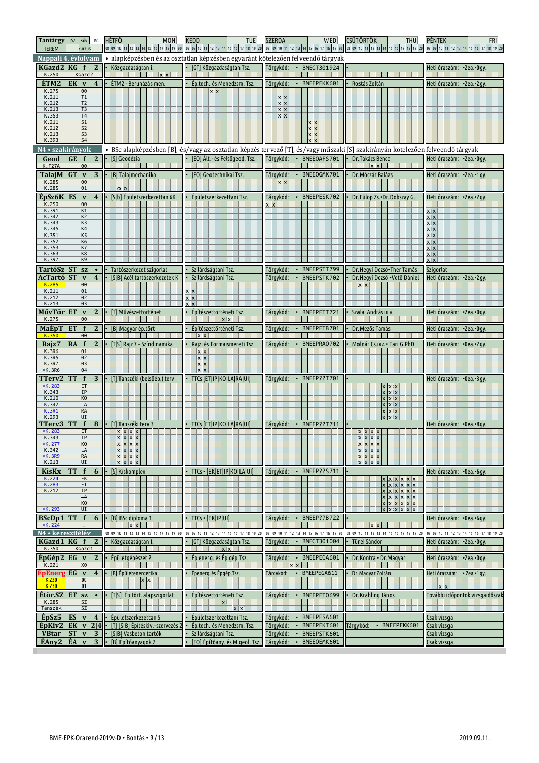| Tantárgy TSZ. Köv. Kr. / TEREM kurzus | HÉTFŐ MON | KEDD TUE | SZERDA WED | CSÜTÖRTÖK THU | PÉNTEK FRI |
|---|---|---|---|---|---|
| **Nappali 4. évfolyam** | • alapképzésben és az osztatlan képzésben egyaránt kötelezően felveendő tárgyak | | | | |
| **KGazd2 KG f 2** / K.250 KGazd2 | • Közgazdaságtan I. (x x) | • [GT] Közgazdaságtan Tsz. | Tárgykód: • BMEGT301924 | • | Heti óraszám: •2ea.•0gy. |
| **ÉTM2 EK v 4** | • ÉTM2 - Beruházás men. | • Ép.tech. és Menedzsm. Tsz. (x x) | Tárgykód: • BMEEPEKK601 | • Rostás Zoltán | Heti óraszám: •2ea.•2gy. |
| K.275 00 | | | | | |
| K.211 T1 | | | x x | | |
| K.212 T2 | | | x x | | |
| K.213 T3 | | | x x | | |
| K.353 T4 | | | x x | | |
| K.211 S1 | | | x x | | |
| K.212 S2 | | | x x | | |
| K.213 S3 | | | x x | | |
| K.393 S4 | | | x x | | |
| **N4 • szakirányok** | • BSc alapképzésben [B], és/vagy az osztatlan képzés tervező [T], és/vagy műszaki [S] szakirányán kötelezően felveendő tárgyak | | | | |
| **Geod GE f 2** / K.F27A 00 | • [S] Geodézia | • [EO] Ált.- és Felsőgeod. Tsz. | Tárgykód: • BMEEOAFS701 | • Dr.Takács Bence (x x) | Heti óraszám: •2ea.•0gy. |
| **TalajM GT v 3** / K.285 00 | • [B] Talajmechanika | • [EO] Geotechnikai Tsz. | Tárgykód: • BMEEOGMK701 (x x) | • Dr.Móczár Balázs | Heti óraszám: •2ea.•1gy. |
| K.285 01 | o o | | | | |
| **ÉpSz6K ES v 4** / K.250 00 | • [S\|B] Épületszerkezettan 6K | • Épületszerkezettani Tsz. | Tárgykód: • BMEEPESK702 (x x) | • Dr.Fülöp Zs.•Dr.Dobszay G. | Heti óraszám: •2ea.•2gy. |
| K.391 K1 | | | | | x x |
| K.342 K2 | | | | | x x |
| K.343 K3 | | | | | x x |
| K.345 K4 | | | | | x x |
| K.351 K5 | | | | | x x |
| K.352 K6 | | | | | x x |
| K.353 K7 | | | | | x x |
| K.363 K8 | | | | | x x |
| K.397 K9 | | | | | x x |
| **TartóSz ST sz •** | • Tartószerkezet szigorlat | • Szilárdságtani Tsz. | Tárgykód: • BMEEPSTT799 | • Dr.Hegyi Dezső•Ther Tamás | Szigorlat |
| **AcTartó ST v 4** / K.285 00 | • [S\|B] Acél tartószerkezetek K | • Szilárdságtani Tsz. | Tárgykód: • BMEEPSTK702 | • Dr.Hegyi Dezső •Vető Dániel (x x) | Heti óraszám: •2ea.•2gy. |
| K.211 01 | | x x | | | |
| K.212 02 | | x x | | | |
| K.213 03 | | x x | | | |
| **MűvTör ET v 2** / K.275 00 | • [T] Művészettörténet | • Építészettörténeti Tsz. (x x) | Tárgykód: • BMEEPETT721 | • Szalai András DLA | Heti óraszám: •2ea.•0gy. |
| **MaÉpT ET f 2** / K.350 00 | • [B] Magyar ép.tört | • Építészettörténeti Tsz. (x x) | Tárgykód: • BMEEPETB701 | • Dr.Mezős Tamás | Heti óraszám: •2ea.•0gy. |
| **Rajz7 RA f 2** | • [T\|S] Rajz 7 – Színdinamika | • Rajzi és Formaismereti Tsz. | Tárgykód: • BMEEPRA0702 | • Molnár Cs.DLA • Tari G.PhD | Heti óraszám: •0ea.•2gy. |
| K.3R6 01 | | x x | | | |
| K.3R5 02 | | x x | | | |
| K.3R7 03 | | x x | | | |
| »K.3R6 04 | | x x | | | |
| **TTerv2 TT f 3** | • [T] Tanszéki (belsőép.) terv | • TTCs [ET\|IP\|KO\|LA\|RA\|UI] | Tárgykód: • BMEEP??T701 | • | Heti óraszám: •0ea.•3gy. |
| »K.283 ET | | | | x x x | |
| K.343 IP | | | | x x x | |
| K.210 KO | | | | x x x | |
| K.342 LA | | | | x x x | |
| K.3R1 RA | | | | x x x | |
| K.293 UI | | | | x x x | |
| **TTerv3 TT f 8** | • [T] Tanszéki terv 3 | • TTCs [ET\|IP\|KO\|LA\|RA\|UI] | Tárgykód: • BMEEP??T711 | • | Heti óraszám: •0ea.•8gy. |
| »K.283 ET | x x x x | | | x x x x | |
| K.343 IP | x x x x | | | x x x x | |
| »K.277 KO | x x x x | | | x x x x | |
| K.342 LA | x x x x | | | x x x x | |
| »K.3R9 RA | x x x x | | | x x x x | |
| K.213 UI | x x x x | | | x x x x | |
| **KisKx TT f 6** | • [S] Kiskomplex | • TTCs • [EK\|ET\|IP\|KO\|LA\|UI] | Tárgykód: • BMEEP??S711 | • | Heti óraszám: •0ea.•6gy. |
| K.224 EK | | | | x x x x x x | |
| K.283 ET | | | | x x x x x x | |
| K.212 IP | | | | x x x x x x | |
| ~~LA~~ | | | | ~~x x x x x x~~ | |
| KO | | | | x x x x x x | |
| »K.293 UI | | | | x x x x x x | |
| **BScDp1 TT f 6** / »K.224 … | • [B] BSc diploma 1 (x x) | • TTCs • [EK\|IP\|UI] | Tárgykód: • BMEEP??B722 | • (x x) | Heti óraszám: •0ea.•6gy. |
| **N4 • keresztfélév** | | | | | |
| **KGazd1 KG f 2** / K.350 KGazd1 | • Közgazdaságtan I. | • [GT] Közgazdaságtan Tsz. (x x) | Tárgykód: • BMEGT301004 | • Türei Sándor | Heti óraszám: •2ea.•0gy. |
| **ÉpGép2 EG v 2** / K.221 X0 | • Épületgépészet 2 | • Ép.energ. és Ép.gép.Tsz. | Tárgykód: • BMEEPEGA601 (x x) | • Dr.Kontra • Dr.Magyar | Heti óraszám: •2ea.•0gy. |
| **ÉpEnerg EG v 4** / K.230 00 | • [B] Épületenergetika (x x) | • Épenerg.és Épgép.Tsz. | Tárgykód: • BMEEPEGA611 | • Dr.Magyar Zoltán | Heti óraszám: •2ea.•1gy. |
| K.230 01 | | | | | x x |
| **Étör.SZ ET sz •** / K.285 SZ | • [T\|S] Ép.tört. alapszigorlat | • Építészettörténeti Tsz. (x) | Tárgykód: • BMEEPETO699 | • Dr.Krähling János | További időpontok vizsgaidőszak |
| Tanszék SZ | | x x | | | |
| **ÉpSz5 ES v 4** | • Épületszerkezettan 5 | • Épületszerkezettani Tsz. | Tárgykód: • BMEEPESA601 | | Csak vizsga |
| **ÉpKiv2 EK v 2\|4** | • [T] [S\|B] Építéskiv.–szervezés 2 | • Ép.tech. és Menedzsm. Tsz. | Tárgykód: • BMEEPEKT601 | Tárgykód: • BMEEPEKK601 | Csak vizsga |
| **VBtar ST v 3** | • [S\|B] Vasbeton tartók | • Szilárdságtani Tsz. | Tárgykód: • BMEEPSTK601 | | Csak vizsga |
| **ÉAny2 ÉA v 3** | • [B] Építőanyagok 2 | • [EO] Építőany. és M.geol. Tsz. | Tárgykód: • BMEEOEMK601 | | Csak vizsga |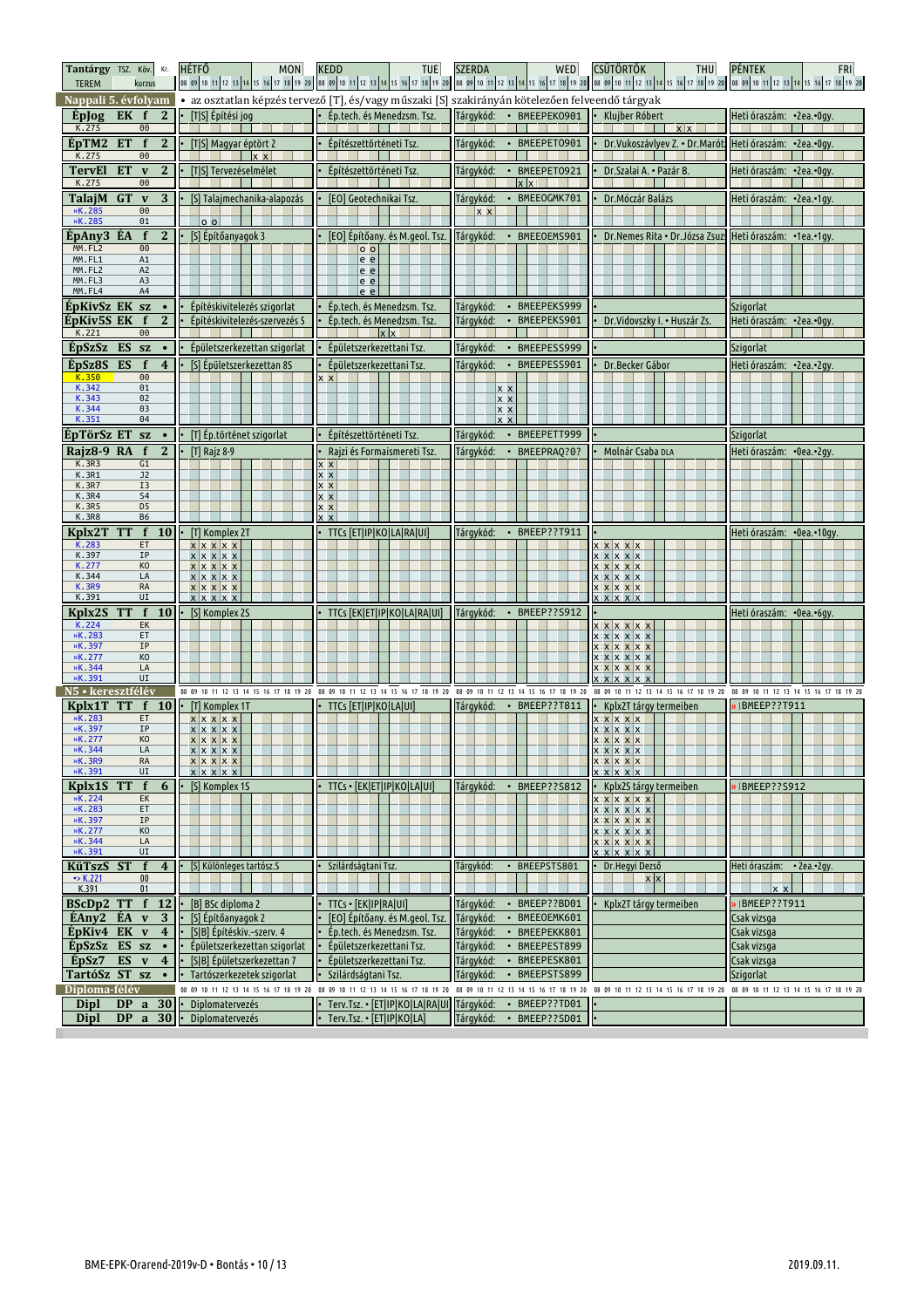| Tantárgy TSZ. Köv. Kr. | HÉTFŐ MON | KEDD TUE | SZERDA WED | CSÜTÖRTÖK THU | PÉNTEK FRI |
|---|---|---|---|---|---|
| TEREM kurzus | 08 09 10 11 12 13 14 15 16 17 18 19 20 | 08 09 10 11 12 13 14 15 16 17 18 19 20 | 08 09 10 11 12 13 14 15 16 17 18 19 20 | 08 09 10 11 12 13 14 15 16 17 18 19 20 | 08 09 10 11 12 13 14 15 16 17 18 19 20 |

**Nappali 5. évfolyam** • az osztatlan képzés tervező [T], és/vagy műszaki [S] szakirányán kötelezően felveendő tárgyak

| Tantárgy | TSZ. | Köv. | Kr. | Leírás | Tanszék | Tárgykód | Oktató | Heti óraszám |
|---|---|---|---|---|---|---|---|---|
| ÉpJog | EK | f | 2 | [T\|S] Építési jog | Ép.tech. és Menedzsm. Tsz. | BMEEPEKO901 | Klujber Róbert | •2ea.•0gy. |
| ÉpTM2 | ET | f | 2 | [T\|S] Magyar építőrt 2 | Építészettörténeti Tsz. | BMEEPETO901 | Dr.Vukoszávlyev Z. • Dr.Maróti | •2ea.•0gy. |
| TervEl | ET | v | 2 | [T\|S] Tervezéselmélet | Építészettörténeti Tsz. | BMEEPETO921 | Dr.Szalai A. • Pazár B. | •2ea.•0gy. |
| TalajM | GT | v | 3 | [S] Talajmechanika-alapozás | [EO] Geotechnikai Tsz. | BMEEOGMK701 | Dr.Móczár Balázs | •2ea.•1gy. |
| ÉpAny3 | ÉA | f | 2 | [S] Építőanyagok 3 | [EO] Építőany. és M.geol. Tsz. | BMEEOEMS901 | Dr.Nemes Rita • Dr.Józsa Zsuzs | •1ea.•1gy. |
| ÉpKivSz | EK | sz | • | Építéskivitelezés szigorlat | Ép.tech. és Menedzsm. Tsz. | BMEEPEKS999 | | Szigorlat |
| ÉpKiv5S | EK | f | 2 | Építéskivitelezés-szervezés 5 | Ép.tech. és Menedzsm. Tsz. | BMEEPEKS901 | Dr.Vidovszky I. • Huszár Zs. | •2ea.•0gy. |
| ÉpSzSz | ES | sz | • | Épületszerkezettan szigorlat | Épületszerkezettani Tsz. | BMEEPESS999 | | Szigorlat |
| ÉpSz8S | ES | f | 4 | [S] Épületszerkezettan 8S | Épületszerkezettani Tsz. | BMEEPESS901 | Dr.Becker Gábor | •2ea.•2gy. |
| ÉpTörSz | ET | sz | • | [T] Ép.történet szigorlat | Építészettörténeti Tsz. | BMEEPETT999 | | Szigorlat |
| Rajz8-9 | RA | f | 2 | [T] Rajz 8-9 | Rajzi és Formaismereti Tsz. | BMEEPRAQ?0? | Molnár Csaba DLA | •0ea.•2gy. |
| Kplx2T | TT | f | 10 | [T] Komplex 2T | TTCs [ET\|IP\|KO\|LA\|RA\|UI] | BMEEP??T911 | | •0ea.•10gy. |
| Kplx2S | TT | f | 10 | [S] Komplex 2S | TTCs [EK\|ET\|IP\|KO\|LA\|RA\|UI] | BMEEP??S912 | | •0ea.•6gy. |

Termek / kurzusok:
- ÉpJog: K.275 – 00 (CSÜTÖRTÖK x x)
- ÉpTM2: K.275 – 00 (KEDD x x)
- TervEl: K.275 – 00 (SZERDA x x)
- TalajM: »K.285 – 00; »K.285 – 01 (HÉTFŐ o o; SZERDA x x)
- ÉpAny3: MM.FL2 – 00 (KEDD o o); MM.FL1 – A1; MM.FL2 – A2; MM.FL3 – A3; MM.FL4 – A4 (KEDD e e)
- ÉpKiv5S: K.221 – 00 (KEDD x x)
- ÉpSz8S: K.350 – 00 (KEDD x x); K.342 – 01; K.343 – 02; K.344 – 03; K.351 – 04 (SZERDA x x)
- Rajz8-9: K.3R3 – G1; K.3R1 – J2; K.3R7 – I3; K.3R4 – S4; K.3R5 – D5; K.3R8 – B6 (KEDD x x)
- Kplx2T: K.283 – ET; K.397 – IP; K.277 – KO; K.344 – LA; K.3R9 – RA; K.391 – UI (HÉTFŐ x x x x x; CSÜTÖRTÖK x x x x x)
- Kplx2S: K.224 – EK; »K.283 – ET; »K.397 – IP; »K.277 – KO; »K.344 – LA; »K.391 – UI (CSÜTÖRTÖK x x x x x x)

**N5 • keresztfélév**

| Tantárgy | TSZ. | Köv. | Kr. | Leírás | Tanszék | Tárgykód | Megjegyzés | Péntek |
|---|---|---|---|---|---|---|---|---|
| Kplx1T | TT | f | 10 | [T] Komplex 1T | TTCs [ET\|IP\|KO\|LA\|RA\|UI] | BMEEP??T811 | Kplx2T tárgy termeiben | » BMEEP??T911 |
| Kplx1S | TT | f | 6 | [S] Komplex 1S | TTCs • [EK\|ET\|IP\|KO\|LA\|UI] | BMEEP??S812 | Kplx2S tárgy termeiben | » BMEEP??S912 |
| KüTszS | ST | f | 4 | [S] Különleges tartósz.S | Szilárdságtani Tsz. | BMEEPSTS801 | Dr.Hegyi Dezső | Heti óraszám: •2ea.•2gy. |
| BScDp2 | TT | f | 12 | [B] BSc diploma 2 | TTCs • [EK\|IP\|RA\|UI] | BMEEP??BD01 | Kplx2T tárgy termeiben | » BMEEP??T911 |
| ÉAny2 | ÉA | v | 3 | [S] Építőanyagok 2 | [EO] Építőany. és M.geol. Tsz. | BMEEOEMK601 | | Csak vizsga |
| ÉpKiv4 | EK | v | 4 | [S\|B] Építéskiv.-szerv. 4 | Ép.tech. és Menedzsm. Tsz. | BMEEPEKK801 | | Csak vizsga |
| ÉpSzSz | ES | sz | • | Épületszerkezettan szigorlat | Épületszerkezettani Tsz. | BMEEPEST899 | | Csak vizsga |
| ÉpSz7 | ES | v | 4 | [S\|B] Épületszerkezettan 7 | Épületszerkezettani Tsz. | BMEEPESK801 | | Csak vizsga |
| TartóSz | ST | sz | • | Tartószerkezetek szigorlat | Szilárdságtani Tsz. | BMEEPSTS899 | | Szigorlat |

Termek / kurzusok:
- Kplx1T: »K.283 – ET; »K.397 – IP; »K.277 – KO; »K.344 – LA; »K.3R9 – RA; »K.391 – UI (HÉTFŐ x x x x x; CSÜTÖRTÖK x x x x x)
- Kplx1S: »K.224 – EK; »K.283 – ET; »K.397 – IP; »K.277 – KO; »K.344 – LA; »K.391 – UI (CSÜTÖRTÖK x x x x x x)
- KüTszS: »K.221 – 00 (CSÜTÖRTÖK x x); K.391 – 01 (PÉNTEK x x)

**Diploma-félév**

| Tantárgy | TSZ. | Köv. | Kr. | Leírás | Tanszék | Tárgykód |
|---|---|---|---|---|---|---|
| Dipl | DP | a | 30 | Diplomatervezés | Terv.Tsz. • [ET\|IP\|KO\|LA\|RA\|UI] | BMEEP??TD01 |
| Dipl | DP | a | 30 | Diplomatervezés | Terv.Tsz. • [ET\|IP\|KO\|LA] | BMEEP??SD01 |

BME-EPK-Órarend-2019v-D • Bontás • 10 / 13 — 2019.09.11.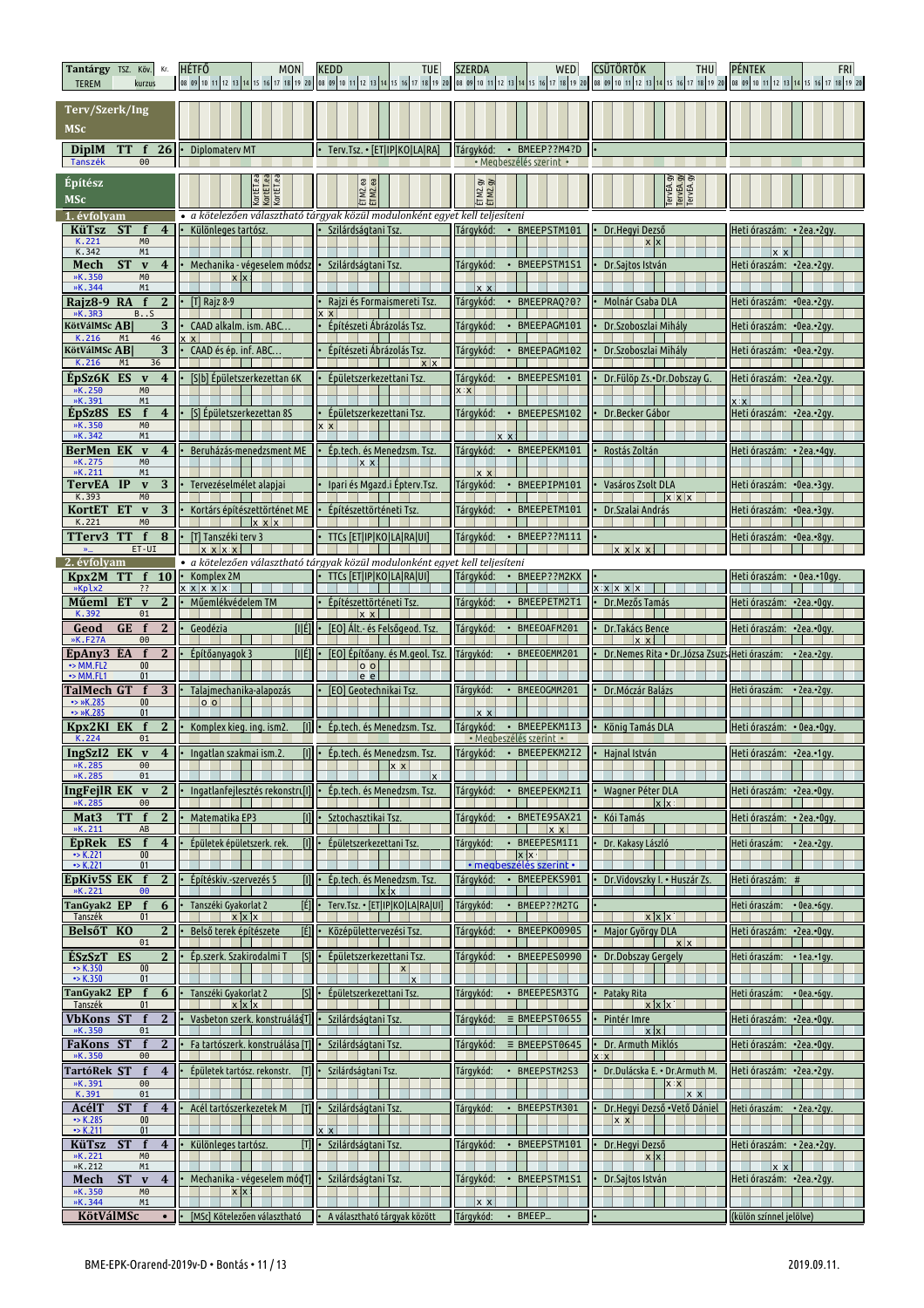| Tantárgy TSZ. Köv. Kr. / TEREM kurzus | HÉTFŐ MON | KEDD TUE | SZERDA WED | CSÜTÖRTÖK THU | PÉNTEK FRI |
|---|---|---|---|---|---|
| **Terv/Szerk/Ing MSc** | | | | | |
| **DiplM** TT f 26 / Tanszék 00 | Diplomaterv MT | Terv.Tsz. • [ET\|IP\|KO\|LA\|RA] | Tárgykód: • BMEEP??M4?D • Megbeszélés szerint • | | |
| **Építész MSc** | KortET.ea KortET.ea | ÉTM2.ea ÉTM2.ea | ÉTM2.gy ÉTM2.gy | TervEA.gy TervEA.gy | |

**1. évfolyam** • a kötelezően választható tárgyak közül modulonként egyet kell teljesíteni

| Tantárgy | HÉTFŐ | KEDD | SZERDA | CSÜTÖRTÖK | PÉNTEK |
|---|---|---|---|---|---|
| **KüTsz** ST f 4 / K.221 M0 / K.342 M1 | Különleges tartósz. | Szilárdságtani Tsz. | Tárgykód: • BMEEPSTM101 | Dr.Hegyi Dezső x x | Heti óraszám: • 2ea.•2gy. x x |
| **Mech** ST v 4 / »K.350 M0 / »K.344 M1 | Mechanika - végeselem módsz x x | Szilárdságtani Tsz. | Tárgykód: • BMEEPSTM1S1 x x | Dr.Sajtos István | Heti óraszám: • 2ea.•2gy. |
| **Rajz8-9** RA f 2 / »K.3R3 B..S | [T] Rajz 8-9 | Rajzi és Formaismereti Tsz. x x | Tárgykód: • BMEEPRAQ?0? | Molnár Csaba DLA | Heti óraszám: • 0ea.•2gy. |
| **KötVálMSc AB** 3 / K.216 M1 46 | CAAD alkalm. ism. ABC... x x | Építészeti Ábrázolás Tsz. | Tárgykód: • BMEEPAGM101 | Dr.Szoboszlai Mihály | Heti óraszám: • 0ea.•2gy. |
| **KötVálMSc AB** 3 / K.216 M1 36 | CAAD és ép. inf. ABC... | Építészeti Ábrázolás Tsz. x x | Tárgykód: • BMEEPAGM102 | Dr.Szoboszlai Mihály | Heti óraszám: • 0ea.•2gy. |
| **ÉpSz6K** ES v 4 / »K.250 M0 / »K.391 M1 | [S[b] Épületszerkezettan 6K | Épületszerkezettani Tsz. | Tárgykód: • BMEEPESM101 x x | Dr.Fülöp Zs.•Dr.Dobszay G. | Heti óraszám: • 2ea.•2gy. x x |
| **ÉpSz8S** ES f 4 / »K.350 M0 / »K.342 M1 | [S] Épületszerkezettan 8S | Épületszerkezettani Tsz. x x | Tárgykód: • BMEEPESM102 x x | Dr.Becker Gábor | Heti óraszám: • 2ea.•2gy. |
| **BerMen** EK v 4 / »K.275 M0 / »K.211 M1 | Beruházás-menedzsment ME | Ép.tech. és Menedzsm. Tsz. x x | Tárgykód: • BMEEPEKM101 x x | Rostás Zoltán | Heti óraszám: • 2ea.•4gy. |
| **TervEA** IP v 3 / K.393 M0 | Tervezéselmélet alapjai | Ipari és Mgazd.i Épterv.Tsz. | Tárgykód: • BMEEPIPM101 | Vasáros Zsolt DLA x x x | Heti óraszám: • 0ea.•3gy. |
| **KortET** ET v 3 / K.221 M0 | Kortárs építészettörténet ME x x x | Építészettörténeti Tsz. | Tárgykód: • BMEEPETM101 | Dr.Szalai András | Heti óraszám: • 0ea.•3gy. |
| **TTerv3** TT f 8 / »... ET-UI | [T] Tanszéki terv 3 x x x x | TTCs [ET\|IP\|KO\|LA\|RA\|UI] | Tárgykód: • BMEEP??M111 | x x x x | Heti óraszám: • 0ea.•8gy. |

**2. évfolyam** • a kötelezően választható tárgyak közül modulonként egyet kell teljesíteni

| Tantárgy | HÉTFŐ | KEDD | SZERDA | CSÜTÖRTÖK | PÉNTEK |
|---|---|---|---|---|---|
| **Kpx2M** TT f 10 / »Kplx2 ?? | Komplex 2M x x x x x | TTCs [ET\|IP\|KO\|LA\|RA\|UI] | Tárgykód: • BMEEP??M2KX | x x x x x | Heti óraszám: • 0ea.•10gy. |
| **Műeml** ET v 2 / K.392 01 | Műemlékvédelem TM | Építészettörténeti Tsz. x x | Tárgykód: • BMEEPETM2T1 | Dr.Mezős Tamás | Heti óraszám: • 2ea.•0gy. |
| **Geod** GE f 2 / »K.F27A 00 | Geodézia [I\|É] | [EO] Ált.- és Felsőgeod. Tsz. | Tárgykód: • BMEEOAFM201 | Dr.Takács Bence x x | Heti óraszám: • 2ea.•0gy. |
| **ÉpAny3** EA f 2 / •> MM.FL2 00 / •> MM.FL1 01 | Építőanyagok 3 [I\|É] | [EO] Építőany. és M.geol. Tsz. o o e e | Tárgykód: • BMEEOEMM201 | Dr.Nemes Rita • Dr.Józsa Zsuzsa | Heti óraszám: • 2ea.•2gy. |
| **TalMech** GT f 3 / •> »K.285 00 / •> »K.285 01 | Talajmechanika-alapozás o o | [EO] Geotechnikai Tsz. | Tárgykód: • BMEEOGMM201 x x | Dr.Móczár Balázs | Heti óraszám: • 2ea.•2gy. |
| **Kpx2KI** EK f 2 / K.224 01 | Komplex kieg. ing. ism2. [I] | Ép.tech. és Menedzsm. Tsz. | Tárgykód: • BMEEPEKM113 • Megbeszélés szerint • | König Tamás DLA | Heti óraszám: • 0ea.•0gy. |
| **IngSzI2** EK v 4 / »K.285 00 / »K.285 01 | Ingatlan szakmai ism.2. [I] | Ép.tech. és Menedzsm. Tsz. x x x | Tárgykód: • BMEEPEKM212 | Hajnal István | Heti óraszám: • 2ea.•1gy. |
| **IngFejlR** EK v 2 / »K.285 00 | Ingatlanfejlesztés rekonstr.[I] | Ép.tech. és Menedzsm. Tsz. | Tárgykód: • BMEEPEKM211 | Wagner Péter DLA x x | Heti óraszám: • 2ea.•0gy. |
| **Mat3** TT f 2 / »K.211 AB | Matematika EP3 [I] | Sztochasztikai Tsz. | Tárgykód: • BMETE95AX21 x x | Kói Tamás | Heti óraszám: • 2ea.•0gy. |
| **ÉpRek** ES f 4 / •> K.221 00 / •> K.221 01 | Épületek épületszerk. rek. [I] | Épületszerkezettani Tsz. | Tárgykód: • BMEEPESM1I1 x x • megbeszélés szerint • | Dr. Kakasy László | Heti óraszám: • 2ea.•2gy. |
| **ÉpKiv5S** EK f 2 / »K.221 00 | Építéskiv.-szervezés 5 [I] | Ép.tech. és Menedzsm. Tsz. x x | Tárgykód: • BMEEPEKS901 | Dr.Vidovszky I. • Huszár Zs. | Heti óraszám: # |
| **TanGyak2** EP f 6 / Tanszék 01 | Tanszéki Gyakorlat 2 [É] x x x | Terv.Tsz. • [ET\|IP\|KO\|LA\|RA\|UI] | Tárgykód: • BMEEP??M2TG | x x x | Heti óraszám: • 0ea.•6gy. |
| **BelsőT** KO 2 / 01 | Belső terek építészete [É] | Középülettervezési Tsz. | Tárgykód: • BMEEPKO0905 | Major György DLA x x | Heti óraszám: • 2ea.•0gy. |
| **ÉSzSzT** ES 2 / •> K.350 00 / •> K.350 01 | Ép.szerk. Szakirodalmi T [S] | Épületszerkezettani Tsz. x x | Tárgykód: • BMEEPES0990 | Dr.Dobszay Gergely | Heti óraszám: • 1ea.•1gy. |
| **TanGyak2** EP f 6 / Tanszék 01 | Tanszéki Gyakorlat 2 [S] x x x | Épületszerkezettani Tsz. | Tárgykód: • BMEEPESM3TG | Pataky Rita x x x | Heti óraszám: • 0ea.•6gy. |
| **VbKons** ST f 2 / »K.350 01 | Vasbeton szerk. konstruálás[T] | Szilárdságtani Tsz. | Tárgykód: ≡ BMEEPST0655 | Pintér Imre x x | Heti óraszám: • 2ea.•0gy. |
| **FaKons** ST f 2 / »K.350 00 | Fa tartószerk. konstruálása [T] | Szilárdságtani Tsz. | Tárgykód: ≡ BMEEPST0645 | Dr. Armuth Miklós x x | Heti óraszám: • 2ea.•0gy. |
| **TartóRek** ST f 4 / »K.391 00 / K.391 01 | Épületek tartósz. rekonstr. [T] | Szilárdságtani Tsz. | Tárgykód: • BMEEPSTM2S3 | Dr.Dulácska E. • Dr.Armuth M. x x x x | Heti óraszám: • 2ea.•2gy. |
| **AcélT** ST f 4 / •> K.285 00 / •> K.211 01 | Acél tartószerkezetek M [T] | Szilárdságtani Tsz. x x | Tárgykód: • BMEEPSTM301 | Dr.Hegyi Dezső •Vető Dániel x x | Heti óraszám: • 2ea.•2gy. |
| **KüTsz** ST f 4 / »K.221 M0 / »K.212 M1 | Különleges tartósz. [T] | Szilárdságtani Tsz. | Tárgykód: • BMEEPSTM101 | Dr.Hegyi Dezső x x | Heti óraszám: • 2ea.•2gy. x x |
| **Mech** ST v 4 / »K.350 M0 / »K.344 M1 | Mechanika - végeselem mód[T] x x | Szilárdságtani Tsz. | Tárgykód: • BMEEPSTM1S1 x x | Dr.Sajtos István | Heti óraszám: • 2ea.•2gy. |
| **KötVálMSc** • | [MSc] Kötelezően választható | A választható tárgyak között | Tárgykód: • BMEEP... | | (külön színnel jelölve) |

BME-EPK-Orarend-2019v-D • Bontás 2019.09.11.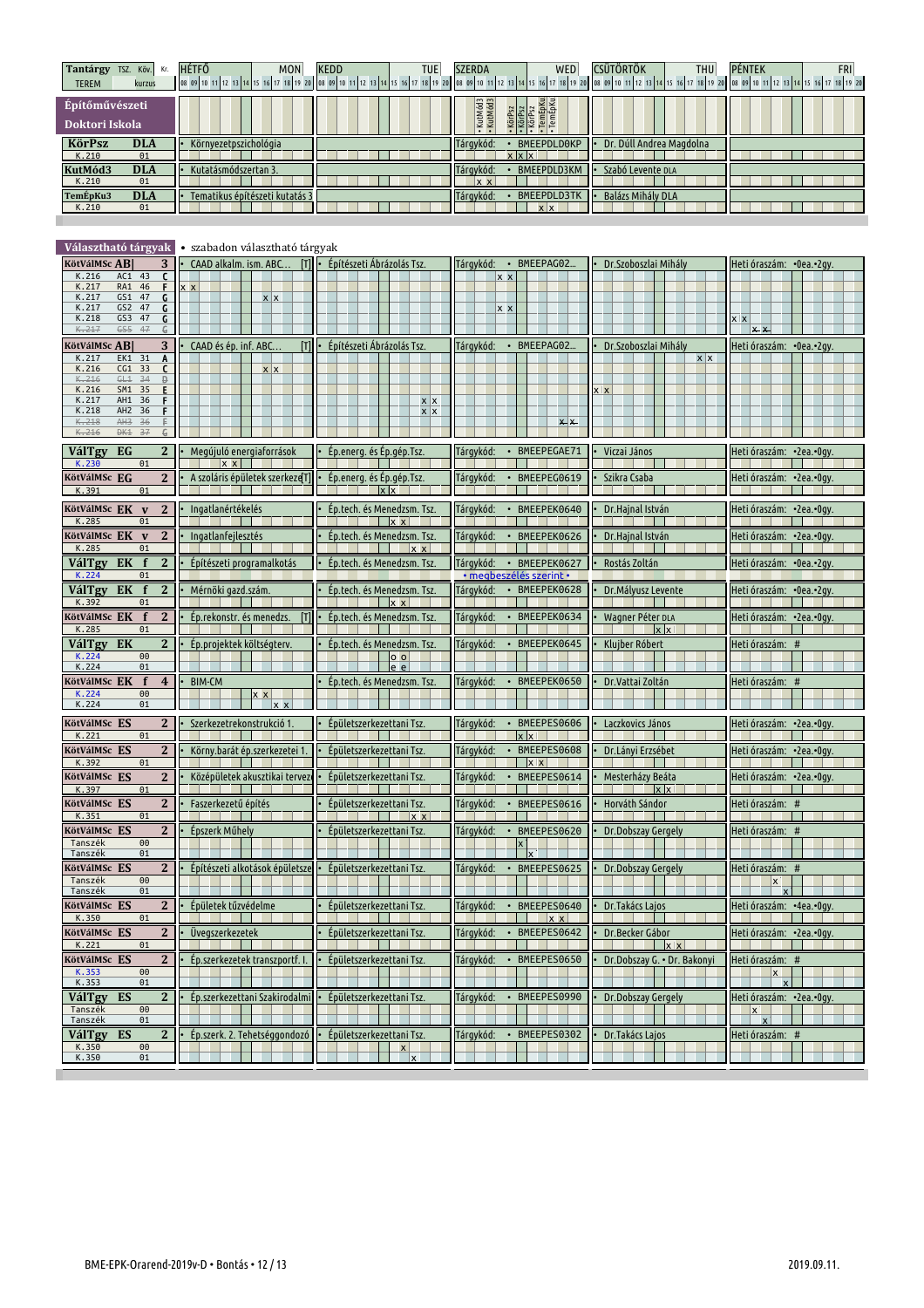| Tantárgy TSZ. Köv. Kr. / TEREM kurzus | HÉTFŐ MON | KEDD TUE | SZERDA WED | CSÜTÖRTÖK THU | PÉNTEK FRI |
|---|---|---|---|---|---|
| **Építőművészeti Doktori Iskola** | | | KutMód3, KutMód3 • KörPsz, KörPsz, KörPsz • TemÉpKu, TemÉpKu | | |
| **KörPsz** DLA / K.210 01 | • Környezetpszichológia | | Tárgykód: • BMEEPDLD0KP | • Dr. Dúll Andrea Magdolna | |
| **KutMód3** DLA / K.210 01 | • Kutatásmódszertan 3. | | Tárgykód: • BMEEPDLD3KM | • Szabó Levente DLA | |
| **TemÉpKu3** DLA / K.210 01 | • Tematikus építészeti kutatás 3 | | Tárgykód: • BMEEPDLD3TK | • Balázs Mihály DLA | |

## Választható tárgyak • szabadon választható tárgyak

| Tantárgy / Terem | Tárgy neve | Tanszék | Tárgykód | Oktató | Heti óraszám |
|---|---|---|---|---|---|
| **KötVálMSc AB** 3 / K.216 AC1 43 C; K.217 RA1 46 F; K.217 GS1 47 G; K.217 GS2 47 G; K.218 GS3 47 G; ~~K.217 GS5 47 G~~ | • CAAD alkalm. ism. ABC... [T] | • Építészeti Ábrázolás Tsz. | Tárgykód: • BMEEPAG02... | • Dr.Szoboszlai Mihály | Heti óraszám: •0ea.•2gy. |
| **KötVálMSc AB** 3 / K.217 EK1 31 A; K.216 CG1 33 C; ~~K.216 GL1 34 D~~; K.216 SM1 35 E; K.217 AH1 36 F; K.218 AH2 36 F; ~~K.218 AH3 36 F~~; ~~K.216 DK1 37 G~~ | • CAAD és ép. inf. ABC... [T] | • Építészeti Ábrázolás Tsz. | Tárgykód: • BMEEPAG02... | • Dr.Szoboszlai Mihály | Heti óraszám: •0ea.•2gy. |
| **VálTgy EG** 2 / K.230 01 | • Megújuló energiaforrások | • Ép.energ. és Ép.gép.Tsz. | Tárgykód: • BMEEPEGAE71 | • Viczai János | Heti óraszám: •2ea.•0gy. |
| **KötVálMSc EG** 2 / K.391 01 | • A szoláris épületek szerkezet [T] | • Ép.energ. és Ép.gép.Tsz. | Tárgykód: • BMEEPEG0619 | • Szikra Csaba | Heti óraszám: •2ea.•0gy. |
| **KötVálMSc EK v** 2 / K.285 01 | • Ingatlanértékelés | • Ép.tech. és Menedzsm. Tsz. | Tárgykód: • BMEEPEK0640 | • Dr.Hajnal István | Heti óraszám: •2ea.•0gy. |
| **KötVálMSc EK v** 2 / K.285 01 | • Ingatlanfejlesztés | • Ép.tech. és Menedzsm. Tsz. | Tárgykód: • BMEEPEK0626 | • Dr.Hajnal István | Heti óraszám: •2ea.•0gy. |
| **VálTgy EK f** 2 / K.224 01 | • Építészeti programalkotás | • Ép.tech. és Menedzsm. Tsz. | Tárgykód: • BMEEPEK0627 • megbeszélés szerint • | • Rostás Zoltán | Heti óraszám: •0ea.•2gy. |
| **VálTgy EK f** 2 / K.392 01 | • Mérnöki gazd.szám. | • Ép.tech. és Menedzsm. Tsz. | Tárgykód: • BMEEPEK0628 | • Dr.Mályusz Levente | Heti óraszám: •0ea.•2gy. |
| **KötVálMSc EK f** 2 / K.285 01 | • Ép.rekonstr. és menedzs. [T] | • Ép.tech. és Menedzsm. Tsz. | Tárgykód: • BMEEPEK0634 | • Wagner Péter DLA | Heti óraszám: •2ea.•0gy. |
| **VálTgy EK** 2 / K.224 00; K.224 01 | • Ép.projektek költségterv. | • Ép.tech. és Menedzsm. Tsz. | Tárgykód: • BMEEPEK0645 | • Klujber Róbert | Heti óraszám: # |
| **KötVálMSc EK f** 4 / K.224 00; K.224 01 | • BIM-CM | • Ép.tech. és Menedzsm. Tsz. | Tárgykód: • BMEEPEK0650 | • Dr.Vattai Zoltán | Heti óraszám: # |
| **KötVálMSc ES** 2 / K.221 01 | • Szerkezetrekonstrukció 1. | • Épületszerkezettani Tsz. | Tárgykód: • BMEEPES0606 | • Laczkovics János | Heti óraszám: •2ea.•0gy. |
| **KötVálMSc ES** 2 / K.392 01 | • Körny.barát ép.szerkezetei 1. | • Épületszerkezettani Tsz. | Tárgykód: • BMEEPES0608 | • Dr.Lányi Erzsébet | Heti óraszám: •2ea.•0gy. |
| **KötVálMSc ES** 2 / K.397 01 | • Középületek akusztikai terveze | • Épületszerkezettani Tsz. | Tárgykód: • BMEEPES0614 | • Mesterházy Beáta | Heti óraszám: •2ea.•0gy. |
| **KötVálMSc ES** 2 / K.351 01 | • Faszerkezetű építés | • Épületszerkezettani Tsz. | Tárgykód: • BMEEPES0616 | • Horváth Sándor | Heti óraszám: # |
| **KötVálMSc ES** 2 / Tanszék 00; Tanszék 01 | • Épszerk Műhely | • Épületszerkezettani Tsz. | Tárgykód: • BMEEPES0620 | • Dr.Dobszay Gergely | Heti óraszám: # |
| **KötVálMSc ES** 2 / Tanszék 00; Tanszék 01 | • Építészeti alkotások épületsze | • Épületszerkezettani Tsz. | Tárgykód: • BMEEPES0625 | • Dr.Dobszay Gergely | Heti óraszám: # |
| **KötVálMSc ES** 2 / K.350 01 | • Épületek tűzvédelme | • Épületszerkezettani Tsz. | Tárgykód: • BMEEPES0640 | • Dr.Takács Lajos | Heti óraszám: •4ea.•0gy. |
| **KötVálMSc ES** 2 / K.221 01 | • Üvegszerkezetek | • Épületszerkezettani Tsz. | Tárgykód: • BMEEPES0642 | • Dr.Becker Gábor | Heti óraszám: •2ea.•0gy. |
| **KötVálMSc ES** 2 / K.353 00; K.353 01 | • Ép.szerkezetek transzportf. I. | • Épületszerkezettani Tsz. | Tárgykód: • BMEEPES0650 | • Dr.Dobszay G. • Dr. Bakonyi | Heti óraszám: # |
| **VálTgy ES** 2 / Tanszék 00; Tanszék 01 | • Ép.szerkezettani Szakirodalmi | • Épületszerkezettani Tsz. | Tárgykód: • BMEEPES0990 | • Dr.Dobszay Gergely | Heti óraszám: •2ea.•0gy. |
| **VálTgy ES** 2 / K.350 00; K.350 01 | • Ép.szerk. 2. Tehetséggondozó | • Épületszerkezettani Tsz. | Tárgykód: • BMEEPES0302 | • Dr.Takács Lajos | Heti óraszám: # |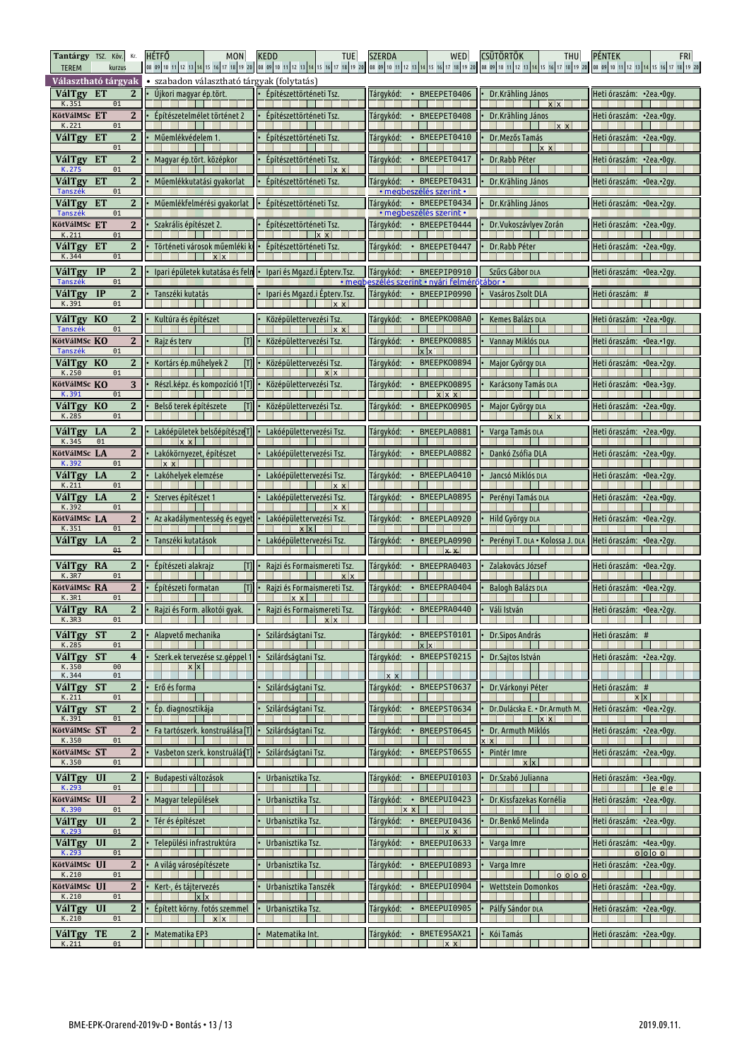| Tantárgy TSZ. Köv. Kr. TEREM kurzus | HÉTFŐ MON | KEDD TUE | SZERDA WED | CSÜTÖRTÖK THU | PÉNTEK FRI |
|---|---|---|---|---|---|
| **Választható tárgyak** | • szabadon választható tárgyak (folytatás) | | | | |
| VálTgy ET 2 K.351 01 | • Újkori magyar ép.tört. | • Építészettörténeti Tsz. | Tárgykód: • BMEEPET0406 | • Dr.Krähling János x x | Heti óraszám: •2ea.•0gy. |
| KötVálMSc ET 2 K.221 01 | • Építészetelmélet történet 2 | • Építészettörténeti Tsz. | Tárgykód: • BMEEPET0408 | • Dr.Krähling János x x | Heti óraszám: •2ea.•0gy. |
| VálTgy ET 2 01 | • Műemlékvédelem 1. | • Építészettörténeti Tsz. | Tárgykód: • BMEEPET0410 | • Dr.Mezős Tamás x x | Heti óraszám: •2ea.•0gy. |
| VálTgy ET 2 K.275 01 | • Magyar ép.tört. középkor | • Építészettörténeti Tsz. x x | Tárgykód: • BMEEPET0417 | • Dr.Rabb Péter | Heti óraszám: •2ea.•0gy. |
| VálTgy ET 2 Tanszék 01 | • Műemlékkutatási gyakorlat | • Építészettörténeti Tsz. | Tárgykód: • BMEEPET0431 • megbeszélés szerint • | • Dr.Krähling János | Heti óraszám: •0ea.•2gy. |
| VálTgy ET 2 Tanszék 01 | • Műemlékfelmérési gyakorlat | • Építészettörténeti Tsz. | Tárgykód: • BMEEPET0434 • megbeszélés szerint • | • Dr.Krähling János | Heti óraszám: •0ea.•2gy. |
| KötVálMSc ET 2 K.211 01 | • Szakrális építészet 2. | • Építészettörténeti Tsz. x x | Tárgykód: • BMEEPET0444 | • Dr.Vukoszávlyev Zorán | Heti óraszám: •2ea.•0gy. |
| VálTgy ET 2 K.344 01 | • Történeti városok műemléki k x x | • Építészettörténeti Tsz. | Tárgykód: • BMEEPET0447 | • Dr.Rabb Péter | Heti óraszám: •2ea.•0gy. |
| VálTgy IP 2 Tanszék | • Ipari épületek kutatása és feln | • Ipari és Mgazd.i Épterv.Tsz. | Tárgykód: • BMEEPIP0910 • megbeszélés szerint • nyári felmérőtábor • | Szűcs Gábor DLA | Heti óraszám: •0ea.•2gy. |
| VálTgy IP 2 K.391 01 | • Tanszéki kutatás | • Ipari és Mgazd.i Épterv.Tsz. x x | Tárgykód: • BMEEPIP0990 | • Vasáros Zsolt DLA | Heti óraszám: # |
| VálTgy KO 2 Tanszék 01 | • Kultúra és építészet | • Középülettervezési Tsz. x x | Tárgykód: • BMEEPKO08A0 | • Kemes Balázs DLA | Heti óraszám: •2ea.•0gy. |
| KötVálMSc KO 2 Tanszék 01 | • Rajz és terv [T] | • Középülettervezési Tsz. | Tárgykód: • BMEEPKO0885 x x | • Vannay Miklós DLA | Heti óraszám: •0ea.•1gy. |
| VálTgy KO 2 K.250 01 | • Kortárs ép.műhelyek 2 [T] | • Középülettervezési Tsz. x x | Tárgykód: • BMEEPKO0894 | • Major György DLA | Heti óraszám: •0ea.•2gy. |
| KötVálMSc KO 3 K.391 01 | • Részl.képz. és kompozíció 1 [T] | • Középülettervezési Tsz. | Tárgykód: • BMEEPKO0895 x x x | • Karácsony Tamás DLA | Heti óraszám: •0ea.•3gy. |
| VálTgy KO 2 K.285 01 | • Belső terek építészete [T] | • Középülettervezési Tsz. | Tárgykód: • BMEEPKO0905 | • Major György DLA x x | Heti óraszám: •2ea.•0gy. |
| VálTgy LA 2 K.345 01 | • Lakóépületek belsőépítésze [T] x x | • Lakóépülettervezési Tsz. | Tárgykód: • BMEEPLA0881 | • Varga Tamás DLA | Heti óraszám: •2ea.•0gy. |
| KötVálMSc LA 2 K.392 01 | • Lakókörnyezet, építészet x x | • Lakóépülettervezési Tsz. | Tárgykód: • BMEEPLA0882 | • Dankó Zsófia DLA | Heti óraszám: •2ea.•0gy. |
| VálTgy LA 2 K.211 01 | • Lakóhelyek elemzése | • Lakóépülettervezési Tsz. x x | Tárgykód: • BMEEPLA0410 | • Jancsó Miklós DLA | Heti óraszám: •0ea.•2gy. |
| VálTgy LA 2 K.392 01 | • Szerves építészet 1 | • Lakóépülettervezési Tsz. x x | Tárgykód: • BMEEPLA0895 | • Perényi Tamás DLA | Heti óraszám: •2ea.•0gy. |
| KötVálMSc LA 2 K.351 01 | • Az akadálymentesség és egyet | • Lakóépülettervezési Tsz. x x | Tárgykód: • BMEEPLA0920 | • Hild György DLA | Heti óraszám: •0ea.•2gy. |
| VálTgy LA 2 ~~01~~ | • Tanszéki kutatások | • Lakóépülettervezési Tsz. | Tárgykód: • BMEEPLA0990 ~~x x~~ | • Perényi T. DLA • Kolossa J. DLA | Heti óraszám: •0ea.•2gy. |
| VálTgy RA 2 K.3R7 01 | • Építészeti alakrajz [T] | • Rajzi és Formaismereti Tsz. x x | Tárgykód: • BMEEPRA0403 | • Zalakovács József | Heti óraszám: •0ea.•2gy. |
| KötVálMSc RA 2 K.3R1 01 | • Építészeti formatan [T] | • Rajzi és Formaismereti Tsz. x x | Tárgykód: • BMEEPRA0404 | • Balogh Balázs DLA | Heti óraszám: •0ea.•2gy. |
| VálTgy RA 2 K.3R3 01 | • Rajzi és Form. alkotói gyak. | • Rajzi és Formaismereti Tsz. x x | Tárgykód: • BMEEPRA0440 | • Váli István | Heti óraszám: •0ea.•2gy. |
| VálTgy ST 2 K.285 01 | • Alapvető mechanika | • Szilárdságtani Tsz. | Tárgykód: • BMEEPST0101 x x | • Dr.Sipos András | Heti óraszám: # |
| VálTgy ST 4 K.350 00 K.344 01 | • Szerk.ek tervezése sz.géppel 1 x x | • Szilárdságtani Tsz. | Tárgykód: • BMEEPST0215 x x | • Dr.Sajtos István | Heti óraszám: •2ea.•2gy. |
| VálTgy ST 2 K.211 01 | • Erő és forma | • Szilárdságtani Tsz. | Tárgykód: • BMEEPST0637 | • Dr.Várkonyi Péter | Heti óraszám: # x x |
| VálTgy ST 2 K.391 01 | • Ép. diagnosztikája | • Szilárdságtani Tsz. | Tárgykód: • BMEEPST0634 | • Dr.Dulácska E. • Dr.Armuth M. x x | Heti óraszám: •0ea.•2gy. |
| KötVálMSc ST 2 K.350 01 | • Fa tartószerk. konstruálása [T] | • Szilárdságtani Tsz. | Tárgykód: • BMEEPST0645 | • Dr. Armuth Miklós x x | Heti óraszám: •2ea.•0gy. |
| KötVálMSc ST 2 K.350 01 | • Vasbeton szerk. konstruálá [T] | • Szilárdságtani Tsz. | Tárgykód: • BMEEPST0655 | • Pintér Imre x x | Heti óraszám: •2ea.•0gy. |
| VálTgy UI 2 K.293 01 | • Budapesti változások | • Urbanisztika Tsz. | Tárgykód: • BMEEPUI0103 | • Dr.Szabó Julianna | Heti óraszám: •3ea.•0gy. e e e |
| KötVálMSc UI 2 K.390 01 | • Magyar települések | • Urbanisztika Tsz. | Tárgykód: • BMEEPUI0423 x x | • Dr.Kissfazekas Kornélia | Heti óraszám: •2ea.•0gy. |
| VálTgy UI 2 K.293 01 | • Tér és építészet | • Urbanisztika Tsz. | Tárgykód: • BMEEPUI0436 x x | • Dr.Benkő Melinda | Heti óraszám: •2ea.•0gy. |
| VálTgy UI 2 K.293 01 | • Települési infrastruktúra | • Urbanisztika Tsz. | Tárgykód: • BMEEPUI0633 | • Varga Imre | Heti óraszám: •4ea.•0gy. o o o o |
| KötVálMSc UI 2 K.210 01 | • A világ városépítészete | • Urbanisztika Tsz. | Tárgykód: • BMEEPUI0893 | • Varga Imre o o o o | Heti óraszám: •2ea.•0gy. |
| KötVálMSc UI 2 K.210 01 | • Kert-, és tájtervezés x x | • Urbanisztika Tanszék | Tárgykód: • BMEEPUI0904 | • Wettstein Domonkos | Heti óraszám: •2ea.•0gy. |
| VálTgy UI 2 K.210 01 | • Épített körny. fotós szemmel x x | • Urbanisztika Tsz. | Tárgykód: • BMEEPUI0905 | • Pálfy Sándor DLA | Heti óraszám: •2ea.•0gy. |
| VálTgy TE 2 K.211 01 | • Matematika EP3 | • Matematika Int. | Tárgykód: • BMETE95AX21 x x | • Kói Tamás | Heti óraszám: •2ea.•0gy. |

BME-EPK-Orarend-2019v-D • Bontás • 13 / 13 2019.09.11.